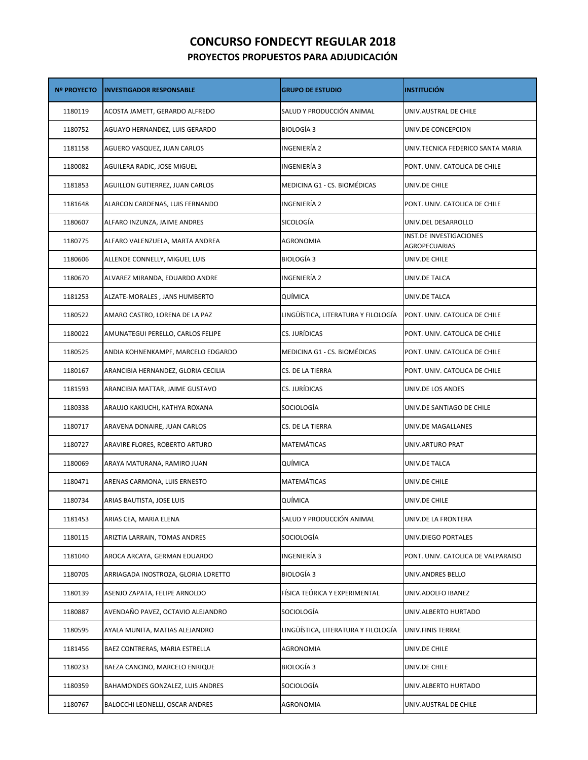# CONCURSO FONDECYT REGULAR 2018

## PROYECTOS PROPUESTOS PARA ADJUDICACIÓN

| Nº PROYECTO | INVESTIGADOR RESPONSABLE | GRUPO DE ESTUDIO | INSTITUCIÓN |
|---|---|---|---|
| 1180119 | ACOSTA JAMETT, GERARDO ALFREDO | SALUD Y PRODUCCIÓN ANIMAL | UNIV.AUSTRAL DE CHILE |
| 1180752 | AGUAYO HERNANDEZ, LUIS GERARDO | BIOLOGÍA 3 | UNIV.DE CONCEPCION |
| 1181158 | AGUERO VASQUEZ, JUAN CARLOS | INGENIERÍA 2 | UNIV.TECNICA FEDERICO SANTA MARIA |
| 1180082 | AGUILERA RADIC, JOSE MIGUEL | INGENIERÍA 3 | PONT. UNIV. CATOLICA DE CHILE |
| 1181853 | AGUILLON GUTIERREZ, JUAN CARLOS | MEDICINA G1 - CS. BIOMÉDICAS | UNIV.DE CHILE |
| 1181648 | ALARCON CARDENAS, LUIS FERNANDO | INGENIERÍA 2 | PONT. UNIV. CATOLICA DE CHILE |
| 1180607 | ALFARO INZUNZA, JAIME ANDRES | SICOLOGÍA | UNIV.DEL DESARROLLO |
| 1180775 | ALFARO VALENZUELA, MARTA ANDREA | AGRONOMIA | INST.DE INVESTIGACIONES AGROPECUARIAS |
| 1180606 | ALLENDE CONNELLY, MIGUEL LUIS | BIOLOGÍA 3 | UNIV.DE CHILE |
| 1180670 | ALVAREZ MIRANDA, EDUARDO ANDRE | INGENIERÍA 2 | UNIV.DE TALCA |
| 1181253 | ALZATE-MORALES , JANS HUMBERTO | QUÍMICA | UNIV.DE TALCA |
| 1180522 | AMARO CASTRO, LORENA DE LA PAZ | LINGÜÍSTICA, LITERATURA Y FILOLOGÍA | PONT. UNIV. CATOLICA DE CHILE |
| 1180022 | AMUNATEGUI PERELLO, CARLOS FELIPE | CS. JURÍDICAS | PONT. UNIV. CATOLICA DE CHILE |
| 1180525 | ANDIA KOHNENKAMPF, MARCELO EDGARDO | MEDICINA G1 - CS. BIOMÉDICAS | PONT. UNIV. CATOLICA DE CHILE |
| 1180167 | ARANCIBIA HERNANDEZ, GLORIA CECILIA | CS. DE LA TIERRA | PONT. UNIV. CATOLICA DE CHILE |
| 1181593 | ARANCIBIA MATTAR, JAIME GUSTAVO | CS. JURÍDICAS | UNIV.DE LOS ANDES |
| 1180338 | ARAUJO KAKIUCHI, KATHYA ROXANA | SOCIOLOGÍA | UNIV.DE SANTIAGO DE CHILE |
| 1180717 | ARAVENA DONAIRE, JUAN CARLOS | CS. DE LA TIERRA | UNIV.DE MAGALLANES |
| 1180727 | ARAVIRE FLORES, ROBERTO ARTURO | MATEMÁTICAS | UNIV.ARTURO PRAT |
| 1180069 | ARAYA MATURANA, RAMIRO JUAN | QUÍMICA | UNIV.DE TALCA |
| 1180471 | ARENAS CARMONA, LUIS ERNESTO | MATEMÁTICAS | UNIV.DE CHILE |
| 1180734 | ARIAS BAUTISTA, JOSE LUIS | QUÍMICA | UNIV.DE CHILE |
| 1181453 | ARIAS CEA, MARIA ELENA | SALUD Y PRODUCCIÓN ANIMAL | UNIV.DE LA FRONTERA |
| 1180115 | ARIZTIA LARRAIN, TOMAS ANDRES | SOCIOLOGÍA | UNIV.DIEGO PORTALES |
| 1181040 | AROCA ARCAYA, GERMAN EDUARDO | INGENIERÍA 3 | PONT. UNIV. CATOLICA DE VALPARAISO |
| 1180705 | ARRIAGADA INOSTROZA, GLORIA LORETTO | BIOLOGÍA 3 | UNIV.ANDRES BELLO |
| 1180139 | ASENJO ZAPATA, FELIPE ARNOLDO | FÍSICA TEÓRICA Y EXPERIMENTAL | UNIV.ADOLFO IBANEZ |
| 1180887 | AVENDAÑO PAVEZ, OCTAVIO ALEJANDRO | SOCIOLOGÍA | UNIV.ALBERTO HURTADO |
| 1180595 | AYALA MUNITA, MATIAS ALEJANDRO | LINGÜÍSTICA, LITERATURA Y FILOLOGÍA | UNIV.FINIS TERRAE |
| 1181456 | BAEZ CONTRERAS, MARIA ESTRELLA | AGRONOMIA | UNIV.DE CHILE |
| 1180233 | BAEZA CANCINO, MARCELO ENRIQUE | BIOLOGÍA 3 | UNIV.DE CHILE |
| 1180359 | BAHAMONDES GONZALEZ, LUIS ANDRES | SOCIOLOGÍA | UNIV.ALBERTO HURTADO |
| 1180767 | BALOCCHI LEONELLI, OSCAR ANDRES | AGRONOMIA | UNIV.AUSTRAL DE CHILE |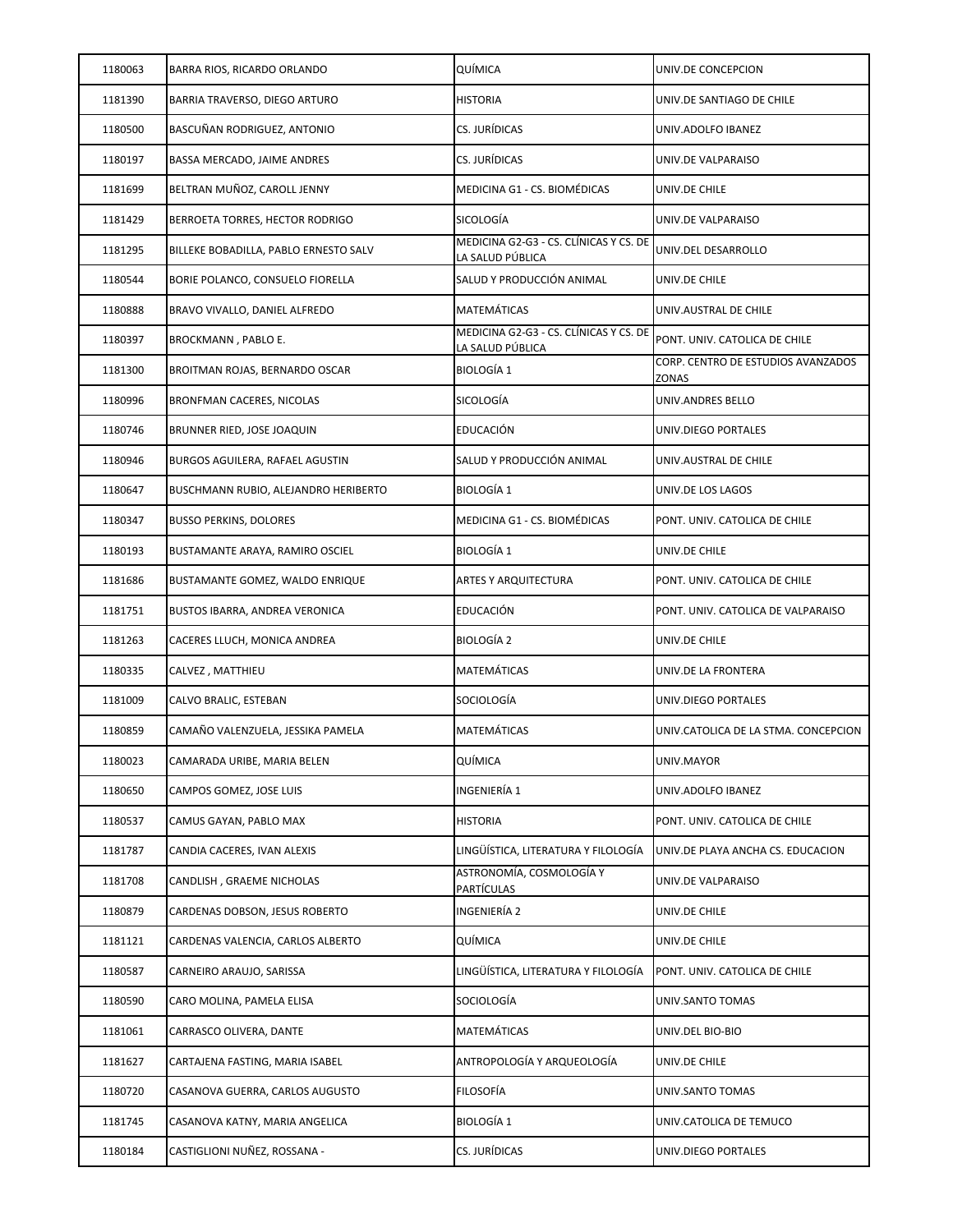| | | | |
|---|---|---|---|
| 1180063 | BARRA RIOS, RICARDO ORLANDO | QUÍMICA | UNIV.DE CONCEPCION |
| 1181390 | BARRIA TRAVERSO, DIEGO ARTURO | HISTORIA | UNIV.DE SANTIAGO DE CHILE |
| 1180500 | BASCUÑAN RODRIGUEZ, ANTONIO | CS. JURÍDICAS | UNIV.ADOLFO IBANEZ |
| 1180197 | BASSA MERCADO, JAIME ANDRES | CS. JURÍDICAS | UNIV.DE VALPARAISO |
| 1181699 | BELTRAN MUÑOZ, CAROLL JENNY | MEDICINA G1 - CS. BIOMÉDICAS | UNIV.DE CHILE |
| 1181429 | BERROETA TORRES, HECTOR RODRIGO | SICOLOGÍA | UNIV.DE VALPARAISO |
| 1181295 | BILLEKE BOBADILLA, PABLO ERNESTO SALV | MEDICINA G2-G3 - CS. CLÍNICAS Y CS. DE LA SALUD PÚBLICA | UNIV.DEL DESARROLLO |
| 1180544 | BORIE POLANCO, CONSUELO FIORELLA | SALUD Y PRODUCCIÓN ANIMAL | UNIV.DE CHILE |
| 1180888 | BRAVO VIVALLO, DANIEL ALFREDO | MATEMÁTICAS | UNIV.AUSTRAL DE CHILE |
| 1180397 | BROCKMANN , PABLO E. | MEDICINA G2-G3 - CS. CLÍNICAS Y CS. DE LA SALUD PÚBLICA | PONT. UNIV. CATOLICA DE CHILE |
| 1181300 | BROITMAN ROJAS, BERNARDO OSCAR | BIOLOGÍA 1 | CORP. CENTRO DE ESTUDIOS AVANZADOS ZONAS |
| 1180996 | BRONFMAN CACERES, NICOLAS | SICOLOGÍA | UNIV.ANDRES BELLO |
| 1180746 | BRUNNER RIED, JOSE JOAQUIN | EDUCACIÓN | UNIV.DIEGO PORTALES |
| 1180946 | BURGOS AGUILERA, RAFAEL AGUSTIN | SALUD Y PRODUCCIÓN ANIMAL | UNIV.AUSTRAL DE CHILE |
| 1180647 | BUSCHMANN RUBIO, ALEJANDRO HERIBERTO | BIOLOGÍA 1 | UNIV.DE LOS LAGOS |
| 1180347 | BUSSO PERKINS, DOLORES | MEDICINA G1 - CS. BIOMÉDICAS | PONT. UNIV. CATOLICA DE CHILE |
| 1180193 | BUSTAMANTE ARAYA, RAMIRO OSCIEL | BIOLOGÍA 1 | UNIV.DE CHILE |
| 1181686 | BUSTAMANTE GOMEZ, WALDO ENRIQUE | ARTES Y ARQUITECTURA | PONT. UNIV. CATOLICA DE CHILE |
| 1181751 | BUSTOS IBARRA, ANDREA VERONICA | EDUCACIÓN | PONT. UNIV. CATOLICA DE VALPARAISO |
| 1181263 | CACERES LLUCH, MONICA ANDREA | BIOLOGÍA 2 | UNIV.DE CHILE |
| 1180335 | CALVEZ , MATTHIEU | MATEMÁTICAS | UNIV.DE LA FRONTERA |
| 1181009 | CALVO BRALIC, ESTEBAN | SOCIOLOGÍA | UNIV.DIEGO PORTALES |
| 1180859 | CAMAÑO VALENZUELA, JESSIKA PAMELA | MATEMÁTICAS | UNIV.CATOLICA DE LA STMA. CONCEPCION |
| 1180023 | CAMARADA URIBE, MARIA BELEN | QUÍMICA | UNIV.MAYOR |
| 1180650 | CAMPOS GOMEZ, JOSE LUIS | INGENIERÍA 1 | UNIV.ADOLFO IBANEZ |
| 1180537 | CAMUS GAYAN, PABLO MAX | HISTORIA | PONT. UNIV. CATOLICA DE CHILE |
| 1181787 | CANDIA CACERES, IVAN ALEXIS | LINGÜÍSTICA, LITERATURA Y FILOLOGÍA | UNIV.DE PLAYA ANCHA CS. EDUCACION |
| 1181708 | CANDLISH , GRAEME NICHOLAS | ASTRONOMÍA, COSMOLOGÍA Y PARTÍCULAS | UNIV.DE VALPARAISO |
| 1180879 | CARDENAS DOBSON, JESUS ROBERTO | INGENIERÍA 2 | UNIV.DE CHILE |
| 1181121 | CARDENAS VALENCIA, CARLOS ALBERTO | QUÍMICA | UNIV.DE CHILE |
| 1180587 | CARNEIRO ARAUJO, SARISSA | LINGÜÍSTICA, LITERATURA Y FILOLOGÍA | PONT. UNIV. CATOLICA DE CHILE |
| 1180590 | CARO MOLINA, PAMELA ELISA | SOCIOLOGÍA | UNIV.SANTO TOMAS |
| 1181061 | CARRASCO OLIVERA, DANTE | MATEMÁTICAS | UNIV.DEL BIO-BIO |
| 1181627 | CARTAJENA FASTING, MARIA ISABEL | ANTROPOLOGÍA Y ARQUEOLOGÍA | UNIV.DE CHILE |
| 1180720 | CASANOVA GUERRA, CARLOS AUGUSTO | FILOSOFÍA | UNIV.SANTO TOMAS |
| 1181745 | CASANOVA KATNY, MARIA ANGELICA | BIOLOGÍA 1 | UNIV.CATOLICA DE TEMUCO |
| 1180184 | CASTIGLIONI NUÑEZ, ROSSANA - | CS. JURÍDICAS | UNIV.DIEGO PORTALES |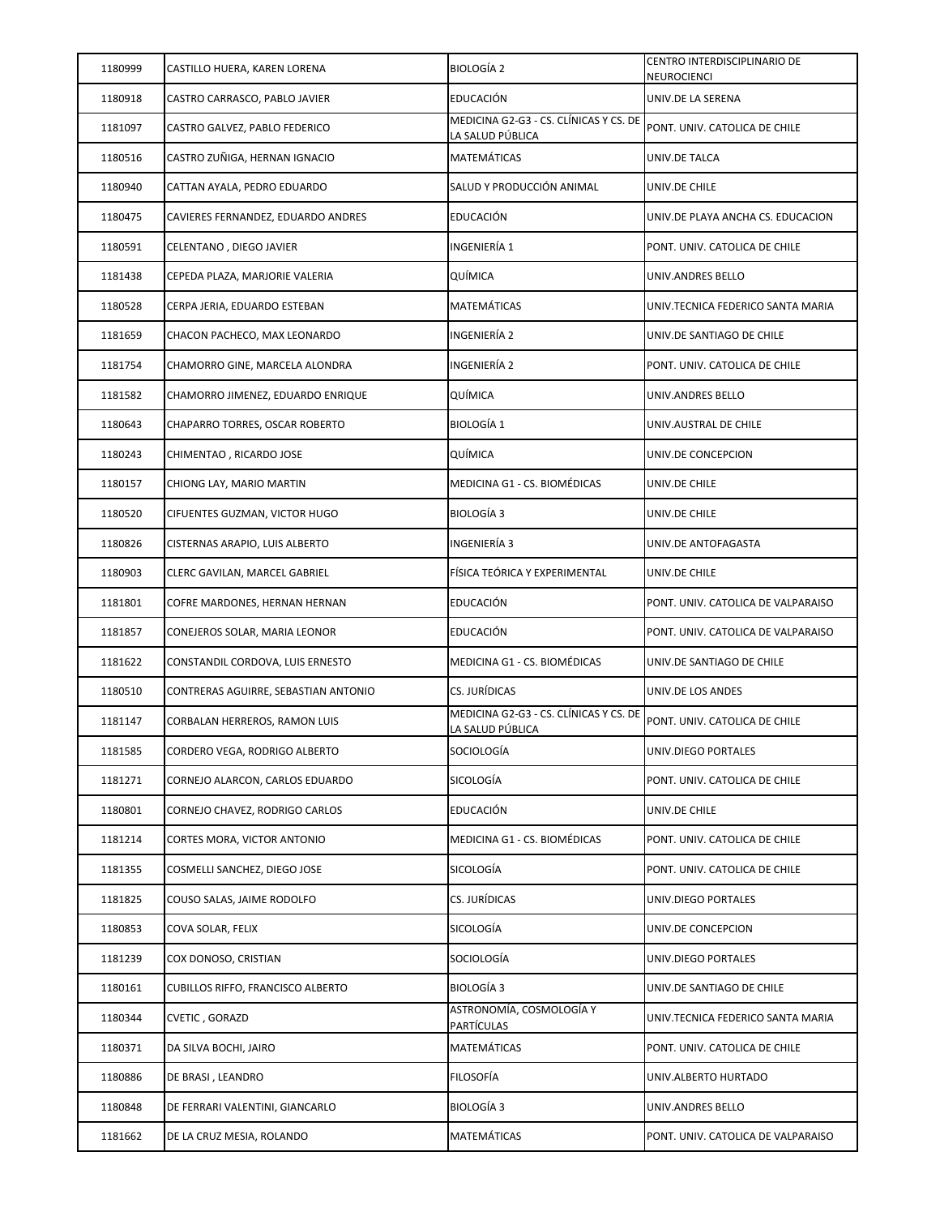| | | | |
|---|---|---|---|
| 1180999 | CASTILLO HUERA, KAREN LORENA | BIOLOGÍA 2 | CENTRO INTERDISCIPLINARIO DE NEUROCIENCI |
| 1180918 | CASTRO CARRASCO, PABLO JAVIER | EDUCACIÓN | UNIV.DE LA SERENA |
| 1181097 | CASTRO GALVEZ, PABLO FEDERICO | MEDICINA G2-G3 - CS. CLÍNICAS Y CS. DE LA SALUD PÚBLICA | PONT. UNIV. CATOLICA DE CHILE |
| 1180516 | CASTRO ZUÑIGA, HERNAN IGNACIO | MATEMÁTICAS | UNIV.DE TALCA |
| 1180940 | CATTAN AYALA, PEDRO EDUARDO | SALUD Y PRODUCCIÓN ANIMAL | UNIV.DE CHILE |
| 1180475 | CAVIERES FERNANDEZ, EDUARDO ANDRES | EDUCACIÓN | UNIV.DE PLAYA ANCHA CS. EDUCACION |
| 1180591 | CELENTANO , DIEGO JAVIER | INGENIERÍA 1 | PONT. UNIV. CATOLICA DE CHILE |
| 1181438 | CEPEDA PLAZA, MARJORIE VALERIA | QUÍMICA | UNIV.ANDRES BELLO |
| 1180528 | CERPA JERIA, EDUARDO ESTEBAN | MATEMÁTICAS | UNIV.TECNICA FEDERICO SANTA MARIA |
| 1181659 | CHACON PACHECO, MAX LEONARDO | INGENIERÍA 2 | UNIV.DE SANTIAGO DE CHILE |
| 1181754 | CHAMORRO GINE, MARCELA ALONDRA | INGENIERÍA 2 | PONT. UNIV. CATOLICA DE CHILE |
| 1181582 | CHAMORRO JIMENEZ, EDUARDO ENRIQUE | QUÍMICA | UNIV.ANDRES BELLO |
| 1180643 | CHAPARRO TORRES, OSCAR ROBERTO | BIOLOGÍA 1 | UNIV.AUSTRAL DE CHILE |
| 1180243 | CHIMENTAO , RICARDO JOSE | QUÍMICA | UNIV.DE CONCEPCION |
| 1180157 | CHIONG LAY, MARIO MARTIN | MEDICINA G1 - CS. BIOMÉDICAS | UNIV.DE CHILE |
| 1180520 | CIFUENTES GUZMAN, VICTOR HUGO | BIOLOGÍA 3 | UNIV.DE CHILE |
| 1180826 | CISTERNAS ARAPIO, LUIS ALBERTO | INGENIERÍA 3 | UNIV.DE ANTOFAGASTA |
| 1180903 | CLERC GAVILAN, MARCEL GABRIEL | FÍSICA TEÓRICA Y EXPERIMENTAL | UNIV.DE CHILE |
| 1181801 | COFRE MARDONES, HERNAN HERNAN | EDUCACIÓN | PONT. UNIV. CATOLICA DE VALPARAISO |
| 1181857 | CONEJEROS SOLAR, MARIA LEONOR | EDUCACIÓN | PONT. UNIV. CATOLICA DE VALPARAISO |
| 1181622 | CONSTANDIL CORDOVA, LUIS ERNESTO | MEDICINA G1 - CS. BIOMÉDICAS | UNIV.DE SANTIAGO DE CHILE |
| 1180510 | CONTRERAS AGUIRRE, SEBASTIAN ANTONIO | CS. JURÍDICAS | UNIV.DE LOS ANDES |
| 1181147 | CORBALAN HERREROS, RAMON LUIS | MEDICINA G2-G3 - CS. CLÍNICAS Y CS. DE LA SALUD PÚBLICA | PONT. UNIV. CATOLICA DE CHILE |
| 1181585 | CORDERO VEGA, RODRIGO ALBERTO | SOCIOLOGÍA | UNIV.DIEGO PORTALES |
| 1181271 | CORNEJO ALARCON, CARLOS EDUARDO | SICOLOGÍA | PONT. UNIV. CATOLICA DE CHILE |
| 1180801 | CORNEJO CHAVEZ, RODRIGO CARLOS | EDUCACIÓN | UNIV.DE CHILE |
| 1181214 | CORTES MORA, VICTOR ANTONIO | MEDICINA G1 - CS. BIOMÉDICAS | PONT. UNIV. CATOLICA DE CHILE |
| 1181355 | COSMELLI SANCHEZ, DIEGO JOSE | SICOLOGÍA | PONT. UNIV. CATOLICA DE CHILE |
| 1181825 | COUSO SALAS, JAIME RODOLFO | CS. JURÍDICAS | UNIV.DIEGO PORTALES |
| 1180853 | COVA SOLAR, FELIX | SICOLOGÍA | UNIV.DE CONCEPCION |
| 1181239 | COX DONOSO, CRISTIAN | SOCIOLOGÍA | UNIV.DIEGO PORTALES |
| 1180161 | CUBILLOS RIFFO, FRANCISCO ALBERTO | BIOLOGÍA 3 | UNIV.DE SANTIAGO DE CHILE |
| 1180344 | CVETIC , GORAZD | ASTRONOMÍA, COSMOLOGÍA Y PARTÍCULAS | UNIV.TECNICA FEDERICO SANTA MARIA |
| 1180371 | DA SILVA BOCHI, JAIRO | MATEMÁTICAS | PONT. UNIV. CATOLICA DE CHILE |
| 1180886 | DE BRASI , LEANDRO | FILOSOFÍA | UNIV.ALBERTO HURTADO |
| 1180848 | DE FERRARI VALENTINI, GIANCARLO | BIOLOGÍA 3 | UNIV.ANDRES BELLO |
| 1181662 | DE LA CRUZ MESIA, ROLANDO | MATEMÁTICAS | PONT. UNIV. CATOLICA DE VALPARAISO |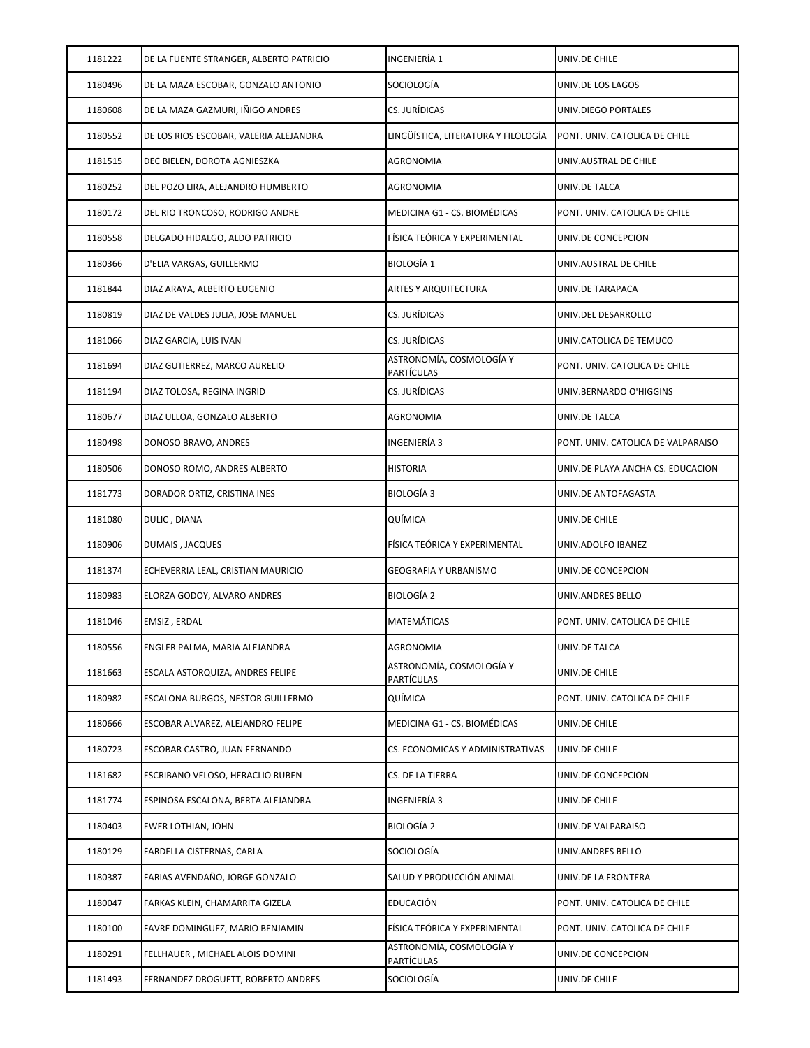| 1181222 | DE LA FUENTE STRANGER, ALBERTO PATRICIO | INGENIERÍA 1 | UNIV.DE CHILE |
|---|---|---|---|
| 1180496 | DE LA MAZA ESCOBAR, GONZALO ANTONIO | SOCIOLOGÍA | UNIV.DE LOS LAGOS |
| 1180608 | DE LA MAZA GAZMURI, IÑIGO ANDRES | CS. JURÍDICAS | UNIV.DIEGO PORTALES |
| 1180552 | DE LOS RIOS ESCOBAR, VALERIA ALEJANDRA | LINGÜÍSTICA, LITERATURA Y FILOLOGÍA | PONT. UNIV. CATOLICA DE CHILE |
| 1181515 | DEC BIELEN, DOROTA AGNIESZKA | AGRONOMIA | UNIV.AUSTRAL DE CHILE |
| 1180252 | DEL POZO LIRA, ALEJANDRO HUMBERTO | AGRONOMIA | UNIV.DE TALCA |
| 1180172 | DEL RIO TRONCOSO, RODRIGO ANDRE | MEDICINA G1 - CS. BIOMÉDICAS | PONT. UNIV. CATOLICA DE CHILE |
| 1180558 | DELGADO HIDALGO, ALDO PATRICIO | FÍSICA TEÓRICA Y EXPERIMENTAL | UNIV.DE CONCEPCION |
| 1180366 | D'ELIA VARGAS, GUILLERMO | BIOLOGÍA 1 | UNIV.AUSTRAL DE CHILE |
| 1181844 | DIAZ ARAYA, ALBERTO EUGENIO | ARTES Y ARQUITECTURA | UNIV.DE TARAPACA |
| 1180819 | DIAZ DE VALDES JULIA, JOSE MANUEL | CS. JURÍDICAS | UNIV.DEL DESARROLLO |
| 1181066 | DIAZ GARCIA, LUIS IVAN | CS. JURÍDICAS | UNIV.CATOLICA DE TEMUCO |
| 1181694 | DIAZ GUTIERREZ, MARCO AURELIO | ASTRONOMÍA, COSMOLOGÍA Y PARTÍCULAS | PONT. UNIV. CATOLICA DE CHILE |
| 1181194 | DIAZ TOLOSA, REGINA INGRID | CS. JURÍDICAS | UNIV.BERNARDO O'HIGGINS |
| 1180677 | DIAZ ULLOA, GONZALO ALBERTO | AGRONOMIA | UNIV.DE TALCA |
| 1180498 | DONOSO BRAVO, ANDRES | INGENIERÍA 3 | PONT. UNIV. CATOLICA DE VALPARAISO |
| 1180506 | DONOSO ROMO, ANDRES ALBERTO | HISTORIA | UNIV.DE PLAYA ANCHA CS. EDUCACION |
| 1181773 | DORADOR ORTIZ, CRISTINA INES | BIOLOGÍA 3 | UNIV.DE ANTOFAGASTA |
| 1181080 | DULIC , DIANA | QUÍMICA | UNIV.DE CHILE |
| 1180906 | DUMAIS , JACQUES | FÍSICA TEÓRICA Y EXPERIMENTAL | UNIV.ADOLFO IBANEZ |
| 1181374 | ECHEVERRIA LEAL, CRISTIAN MAURICIO | GEOGRAFIA Y URBANISMO | UNIV.DE CONCEPCION |
| 1180983 | ELORZA GODOY, ALVARO ANDRES | BIOLOGÍA 2 | UNIV.ANDRES BELLO |
| 1181046 | EMSIZ , ERDAL | MATEMÁTICAS | PONT. UNIV. CATOLICA DE CHILE |
| 1180556 | ENGLER PALMA, MARIA ALEJANDRA | AGRONOMIA | UNIV.DE TALCA |
| 1181663 | ESCALA ASTORQUIZA, ANDRES FELIPE | ASTRONOMÍA, COSMOLOGÍA Y PARTÍCULAS | UNIV.DE CHILE |
| 1180982 | ESCALONA BURGOS, NESTOR GUILLERMO | QUÍMICA | PONT. UNIV. CATOLICA DE CHILE |
| 1180666 | ESCOBAR ALVAREZ, ALEJANDRO FELIPE | MEDICINA G1 - CS. BIOMÉDICAS | UNIV.DE CHILE |
| 1180723 | ESCOBAR CASTRO, JUAN FERNANDO | CS. ECONOMICAS Y ADMINISTRATIVAS | UNIV.DE CHILE |
| 1181682 | ESCRIBANO VELOSO, HERACLIO RUBEN | CS. DE LA TIERRA | UNIV.DE CONCEPCION |
| 1181774 | ESPINOSA ESCALONA, BERTA ALEJANDRA | INGENIERÍA 3 | UNIV.DE CHILE |
| 1180403 | EWER LOTHIAN, JOHN | BIOLOGÍA 2 | UNIV.DE VALPARAISO |
| 1180129 | FARDELLA CISTERNAS, CARLA | SOCIOLOGÍA | UNIV.ANDRES BELLO |
| 1180387 | FARIAS AVENDAÑO, JORGE GONZALO | SALUD Y PRODUCCIÓN ANIMAL | UNIV.DE LA FRONTERA |
| 1180047 | FARKAS KLEIN, CHAMARRITA GIZELA | EDUCACIÓN | PONT. UNIV. CATOLICA DE CHILE |
| 1180100 | FAVRE DOMINGUEZ, MARIO BENJAMIN | FÍSICA TEÓRICA Y EXPERIMENTAL | PONT. UNIV. CATOLICA DE CHILE |
| 1180291 | FELLHAUER , MICHAEL ALOIS DOMINI | ASTRONOMÍA, COSMOLOGÍA Y PARTÍCULAS | UNIV.DE CONCEPCION |
| 1181493 | FERNANDEZ DROGUETT, ROBERTO ANDRES | SOCIOLOGÍA | UNIV.DE CHILE |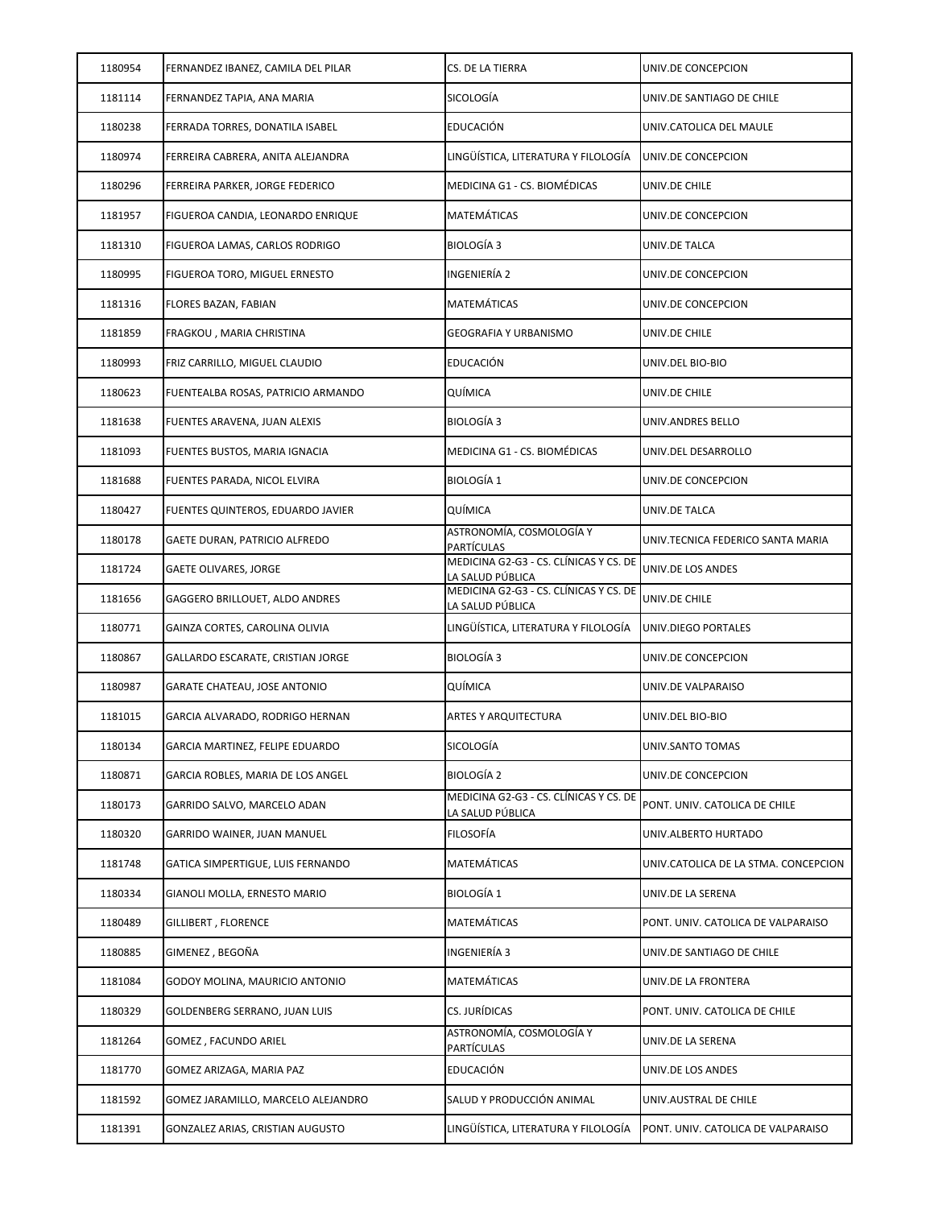| | | | |
|---|---|---|---|
| 1180954 | FERNANDEZ IBANEZ, CAMILA DEL PILAR | CS. DE LA TIERRA | UNIV.DE CONCEPCION |
| 1181114 | FERNANDEZ TAPIA, ANA MARIA | SICOLOGÍA | UNIV.DE SANTIAGO DE CHILE |
| 1180238 | FERRADA TORRES, DONATILA ISABEL | EDUCACIÓN | UNIV.CATOLICA DEL MAULE |
| 1180974 | FERREIRA CABRERA, ANITA ALEJANDRA | LINGÜÍSTICA, LITERATURA Y FILOLOGÍA | UNIV.DE CONCEPCION |
| 1180296 | FERREIRA PARKER, JORGE FEDERICO | MEDICINA G1 - CS. BIOMÉDICAS | UNIV.DE CHILE |
| 1181957 | FIGUEROA CANDIA, LEONARDO ENRIQUE | MATEMÁTICAS | UNIV.DE CONCEPCION |
| 1181310 | FIGUEROA LAMAS, CARLOS RODRIGO | BIOLOGÍA 3 | UNIV.DE TALCA |
| 1180995 | FIGUEROA TORO, MIGUEL ERNESTO | INGENIERÍA 2 | UNIV.DE CONCEPCION |
| 1181316 | FLORES BAZAN, FABIAN | MATEMÁTICAS | UNIV.DE CONCEPCION |
| 1181859 | FRAGKOU , MARIA CHRISTINA | GEOGRAFIA Y URBANISMO | UNIV.DE CHILE |
| 1180993 | FRIZ CARRILLO, MIGUEL CLAUDIO | EDUCACIÓN | UNIV.DEL BIO-BIO |
| 1180623 | FUENTEALBA ROSAS, PATRICIO ARMANDO | QUÍMICA | UNIV.DE CHILE |
| 1181638 | FUENTES ARAVENA, JUAN ALEXIS | BIOLOGÍA 3 | UNIV.ANDRES BELLO |
| 1181093 | FUENTES BUSTOS, MARIA IGNACIA | MEDICINA G1 - CS. BIOMÉDICAS | UNIV.DEL DESARROLLO |
| 1181688 | FUENTES PARADA, NICOL ELVIRA | BIOLOGÍA 1 | UNIV.DE CONCEPCION |
| 1180427 | FUENTES QUINTEROS, EDUARDO JAVIER | QUÍMICA | UNIV.DE TALCA |
| 1180178 | GAETE DURAN, PATRICIO ALFREDO | ASTRONOMÍA, COSMOLOGÍA Y PARTÍCULAS | UNIV.TECNICA FEDERICO SANTA MARIA |
| 1181724 | GAETE OLIVARES, JORGE | MEDICINA G2-G3 - CS. CLÍNICAS Y CS. DE LA SALUD PÚBLICA | UNIV.DE LOS ANDES |
| 1181656 | GAGGERO BRILLOUET, ALDO ANDRES | MEDICINA G2-G3 - CS. CLÍNICAS Y CS. DE LA SALUD PÚBLICA | UNIV.DE CHILE |
| 1180771 | GAINZA CORTES, CAROLINA OLIVIA | LINGÜÍSTICA, LITERATURA Y FILOLOGÍA | UNIV.DIEGO PORTALES |
| 1180867 | GALLARDO ESCARATE, CRISTIAN JORGE | BIOLOGÍA 3 | UNIV.DE CONCEPCION |
| 1180987 | GARATE CHATEAU, JOSE ANTONIO | QUÍMICA | UNIV.DE VALPARAISO |
| 1181015 | GARCIA ALVARADO, RODRIGO HERNAN | ARTES Y ARQUITECTURA | UNIV.DEL BIO-BIO |
| 1180134 | GARCIA MARTINEZ, FELIPE EDUARDO | SICOLOGÍA | UNIV.SANTO TOMAS |
| 1180871 | GARCIA ROBLES, MARIA DE LOS ANGEL | BIOLOGÍA 2 | UNIV.DE CONCEPCION |
| 1180173 | GARRIDO SALVO, MARCELO ADAN | MEDICINA G2-G3 - CS. CLÍNICAS Y CS. DE LA SALUD PÚBLICA | PONT. UNIV. CATOLICA DE CHILE |
| 1180320 | GARRIDO WAINER, JUAN MANUEL | FILOSOFÍA | UNIV.ALBERTO HURTADO |
| 1181748 | GATICA SIMPERTIGUE, LUIS FERNANDO | MATEMÁTICAS | UNIV.CATOLICA DE LA STMA. CONCEPCION |
| 1180334 | GIANOLI MOLLA, ERNESTO MARIO | BIOLOGÍA 1 | UNIV.DE LA SERENA |
| 1180489 | GILLIBERT , FLORENCE | MATEMÁTICAS | PONT. UNIV. CATOLICA DE VALPARAISO |
| 1180885 | GIMENEZ , BEGOÑA | INGENIERÍA 3 | UNIV.DE SANTIAGO DE CHILE |
| 1181084 | GODOY MOLINA, MAURICIO ANTONIO | MATEMÁTICAS | UNIV.DE LA FRONTERA |
| 1180329 | GOLDENBERG SERRANO, JUAN LUIS | CS. JURÍDICAS | PONT. UNIV. CATOLICA DE CHILE |
| 1181264 | GOMEZ , FACUNDO ARIEL | ASTRONOMÍA, COSMOLOGÍA Y PARTÍCULAS | UNIV.DE LA SERENA |
| 1181770 | GOMEZ ARIZAGA, MARIA PAZ | EDUCACIÓN | UNIV.DE LOS ANDES |
| 1181592 | GOMEZ JARAMILLO, MARCELO ALEJANDRO | SALUD Y PRODUCCIÓN ANIMAL | UNIV.AUSTRAL DE CHILE |
| 1181391 | GONZALEZ ARIAS, CRISTIAN AUGUSTO | LINGÜÍSTICA, LITERATURA Y FILOLOGÍA | PONT. UNIV. CATOLICA DE VALPARAISO |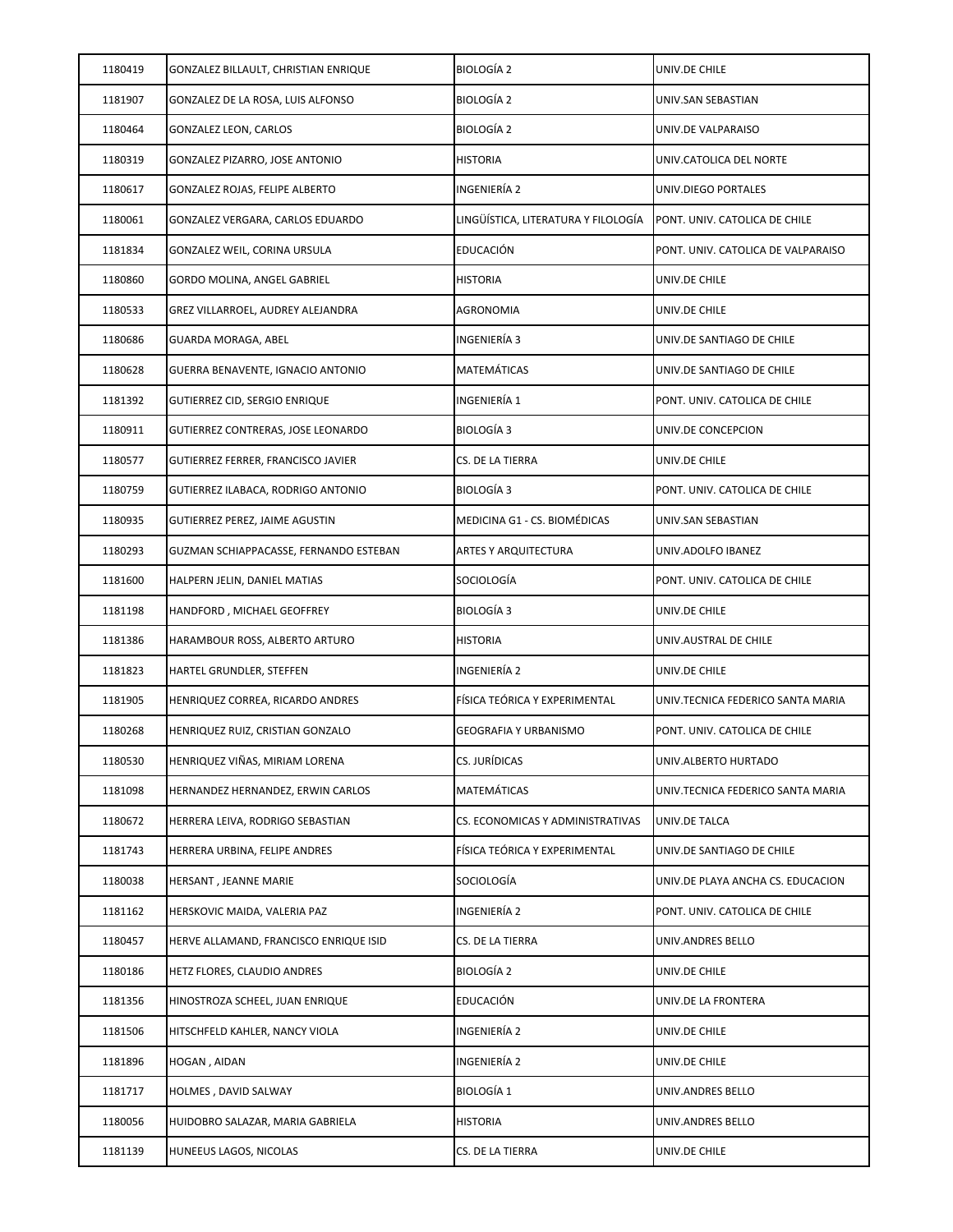| | | | |
|---|---|---|---|
| 1180419 | GONZALEZ BILLAULT, CHRISTIAN ENRIQUE | BIOLOGÍA 2 | UNIV.DE CHILE |
| 1181907 | GONZALEZ DE LA ROSA, LUIS ALFONSO | BIOLOGÍA 2 | UNIV.SAN SEBASTIAN |
| 1180464 | GONZALEZ LEON, CARLOS | BIOLOGÍA 2 | UNIV.DE VALPARAISO |
| 1180319 | GONZALEZ PIZARRO, JOSE ANTONIO | HISTORIA | UNIV.CATOLICA DEL NORTE |
| 1180617 | GONZALEZ ROJAS, FELIPE ALBERTO | INGENIERÍA 2 | UNIV.DIEGO PORTALES |
| 1180061 | GONZALEZ VERGARA, CARLOS EDUARDO | LINGÜÍSTICA, LITERATURA Y FILOLOGÍA | PONT. UNIV. CATOLICA DE CHILE |
| 1181834 | GONZALEZ WEIL, CORINA URSULA | EDUCACIÓN | PONT. UNIV. CATOLICA DE VALPARAISO |
| 1180860 | GORDO MOLINA, ANGEL GABRIEL | HISTORIA | UNIV.DE CHILE |
| 1180533 | GREZ VILLARROEL, AUDREY ALEJANDRA | AGRONOMIA | UNIV.DE CHILE |
| 1180686 | GUARDA MORAGA, ABEL | INGENIERÍA 3 | UNIV.DE SANTIAGO DE CHILE |
| 1180628 | GUERRA BENAVENTE, IGNACIO ANTONIO | MATEMÁTICAS | UNIV.DE SANTIAGO DE CHILE |
| 1181392 | GUTIERREZ CID, SERGIO ENRIQUE | INGENIERÍA 1 | PONT. UNIV. CATOLICA DE CHILE |
| 1180911 | GUTIERREZ CONTRERAS, JOSE LEONARDO | BIOLOGÍA 3 | UNIV.DE CONCEPCION |
| 1180577 | GUTIERREZ FERRER, FRANCISCO JAVIER | CS. DE LA TIERRA | UNIV.DE CHILE |
| 1180759 | GUTIERREZ ILABACA, RODRIGO ANTONIO | BIOLOGÍA 3 | PONT. UNIV. CATOLICA DE CHILE |
| 1180935 | GUTIERREZ PEREZ, JAIME AGUSTIN | MEDICINA G1 - CS. BIOMÉDICAS | UNIV.SAN SEBASTIAN |
| 1180293 | GUZMAN SCHIAPPACASSE, FERNANDO ESTEBAN | ARTES Y ARQUITECTURA | UNIV.ADOLFO IBANEZ |
| 1181600 | HALPERN JELIN, DANIEL MATIAS | SOCIOLOGÍA | PONT. UNIV. CATOLICA DE CHILE |
| 1181198 | HANDFORD , MICHAEL GEOFFREY | BIOLOGÍA 3 | UNIV.DE CHILE |
| 1181386 | HARAMBOUR ROSS, ALBERTO ARTURO | HISTORIA | UNIV.AUSTRAL DE CHILE |
| 1181823 | HARTEL GRUNDLER, STEFFEN | INGENIERÍA 2 | UNIV.DE CHILE |
| 1181905 | HENRIQUEZ CORREA, RICARDO ANDRES | FÍSICA TEÓRICA Y EXPERIMENTAL | UNIV.TECNICA FEDERICO SANTA MARIA |
| 1180268 | HENRIQUEZ RUIZ, CRISTIAN GONZALO | GEOGRAFIA Y URBANISMO | PONT. UNIV. CATOLICA DE CHILE |
| 1180530 | HENRIQUEZ VIÑAS, MIRIAM LORENA | CS. JURÍDICAS | UNIV.ALBERTO HURTADO |
| 1181098 | HERNANDEZ HERNANDEZ, ERWIN CARLOS | MATEMÁTICAS | UNIV.TECNICA FEDERICO SANTA MARIA |
| 1180672 | HERRERA LEIVA, RODRIGO SEBASTIAN | CS. ECONOMICAS Y ADMINISTRATIVAS | UNIV.DE TALCA |
| 1181743 | HERRERA URBINA, FELIPE ANDRES | FÍSICA TEÓRICA Y EXPERIMENTAL | UNIV.DE SANTIAGO DE CHILE |
| 1180038 | HERSANT , JEANNE MARIE | SOCIOLOGÍA | UNIV.DE PLAYA ANCHA CS. EDUCACION |
| 1181162 | HERSKOVIC MAIDA, VALERIA PAZ | INGENIERÍA 2 | PONT. UNIV. CATOLICA DE CHILE |
| 1180457 | HERVE ALLAMAND, FRANCISCO ENRIQUE ISID | CS. DE LA TIERRA | UNIV.ANDRES BELLO |
| 1180186 | HETZ FLORES, CLAUDIO ANDRES | BIOLOGÍA 2 | UNIV.DE CHILE |
| 1181356 | HINOSTROZA SCHEEL, JUAN ENRIQUE | EDUCACIÓN | UNIV.DE LA FRONTERA |
| 1181506 | HITSCHFELD KAHLER, NANCY VIOLA | INGENIERÍA 2 | UNIV.DE CHILE |
| 1181896 | HOGAN , AIDAN | INGENIERÍA 2 | UNIV.DE CHILE |
| 1181717 | HOLMES , DAVID SALWAY | BIOLOGÍA 1 | UNIV.ANDRES BELLO |
| 1180056 | HUIDOBRO SALAZAR, MARIA GABRIELA | HISTORIA | UNIV.ANDRES BELLO |
| 1181139 | HUNEEUS LAGOS, NICOLAS | CS. DE LA TIERRA | UNIV.DE CHILE |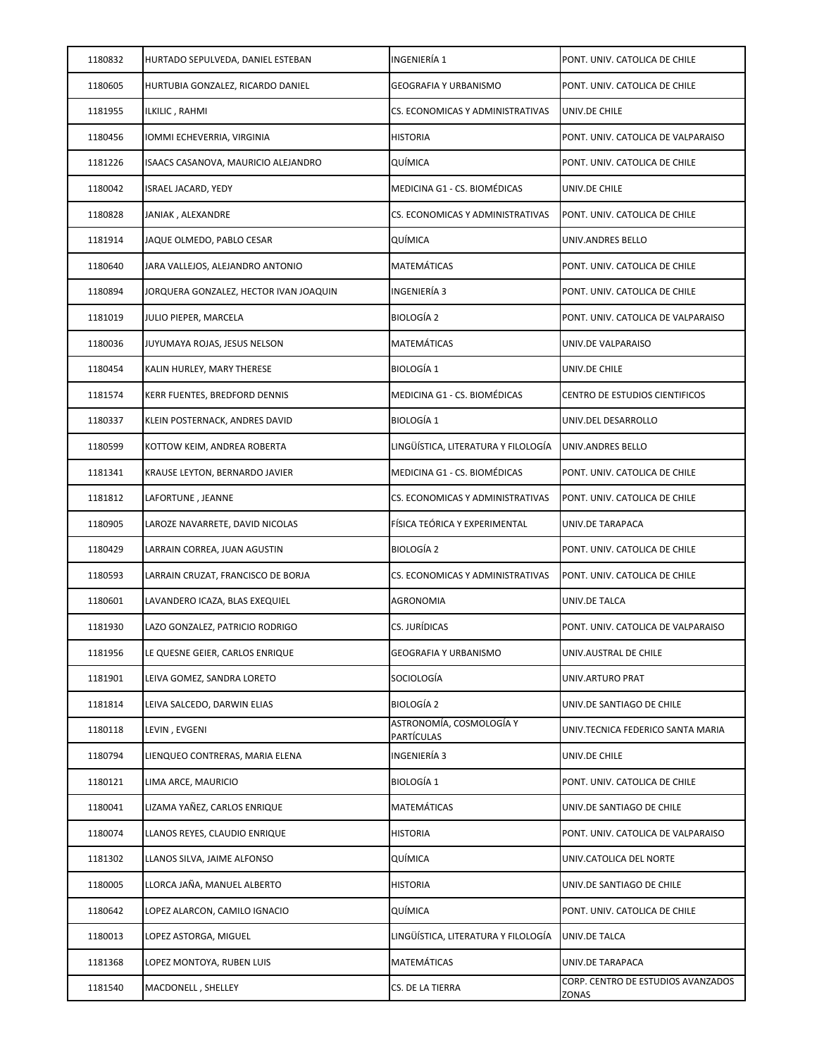| | | | |
|---|---|---|---|
| 1180832 | HURTADO SEPULVEDA, DANIEL ESTEBAN | INGENIERÍA 1 | PONT. UNIV. CATOLICA DE CHILE |
| 1180605 | HURTUBIA GONZALEZ, RICARDO DANIEL | GEOGRAFIA Y URBANISMO | PONT. UNIV. CATOLICA DE CHILE |
| 1181955 | ILKILIC , RAHMI | CS. ECONOMICAS Y ADMINISTRATIVAS | UNIV.DE CHILE |
| 1180456 | IOMMI ECHEVERRIA, VIRGINIA | HISTORIA | PONT. UNIV. CATOLICA DE VALPARAISO |
| 1181226 | ISAACS CASANOVA, MAURICIO ALEJANDRO | QUÍMICA | PONT. UNIV. CATOLICA DE CHILE |
| 1180042 | ISRAEL JACARD, YEDY | MEDICINA G1 - CS. BIOMÉDICAS | UNIV.DE CHILE |
| 1180828 | JANIAK , ALEXANDRE | CS. ECONOMICAS Y ADMINISTRATIVAS | PONT. UNIV. CATOLICA DE CHILE |
| 1181914 | JAQUE OLMEDO, PABLO CESAR | QUÍMICA | UNIV.ANDRES BELLO |
| 1180640 | JARA VALLEJOS, ALEJANDRO ANTONIO | MATEMÁTICAS | PONT. UNIV. CATOLICA DE CHILE |
| 1180894 | JORQUERA GONZALEZ, HECTOR IVAN JOAQUIN | INGENIERÍA 3 | PONT. UNIV. CATOLICA DE CHILE |
| 1181019 | JULIO PIEPER, MARCELA | BIOLOGÍA 2 | PONT. UNIV. CATOLICA DE VALPARAISO |
| 1180036 | JUYUMAYA ROJAS, JESUS NELSON | MATEMÁTICAS | UNIV.DE VALPARAISO |
| 1180454 | KALIN HURLEY, MARY THERESE | BIOLOGÍA 1 | UNIV.DE CHILE |
| 1181574 | KERR FUENTES, BREDFORD DENNIS | MEDICINA G1 - CS. BIOMÉDICAS | CENTRO DE ESTUDIOS CIENTIFICOS |
| 1180337 | KLEIN POSTERNACK, ANDRES DAVID | BIOLOGÍA 1 | UNIV.DEL DESARROLLO |
| 1180599 | KOTTOW KEIM, ANDREA ROBERTA | LINGÜÍSTICA, LITERATURA Y FILOLOGÍA | UNIV.ANDRES BELLO |
| 1181341 | KRAUSE LEYTON, BERNARDO JAVIER | MEDICINA G1 - CS. BIOMÉDICAS | PONT. UNIV. CATOLICA DE CHILE |
| 1181812 | LAFORTUNE , JEANNE | CS. ECONOMICAS Y ADMINISTRATIVAS | PONT. UNIV. CATOLICA DE CHILE |
| 1180905 | LAROZE NAVARRETE, DAVID NICOLAS | FÍSICA TEÓRICA Y EXPERIMENTAL | UNIV.DE TARAPACA |
| 1180429 | LARRAIN CORREA, JUAN AGUSTIN | BIOLOGÍA 2 | PONT. UNIV. CATOLICA DE CHILE |
| 1180593 | LARRAIN CRUZAT, FRANCISCO DE BORJA | CS. ECONOMICAS Y ADMINISTRATIVAS | PONT. UNIV. CATOLICA DE CHILE |
| 1180601 | LAVANDERO ICAZA, BLAS EXEQUIEL | AGRONOMIA | UNIV.DE TALCA |
| 1181930 | LAZO GONZALEZ, PATRICIO RODRIGO | CS. JURÍDICAS | PONT. UNIV. CATOLICA DE VALPARAISO |
| 1181956 | LE QUESNE GEIER, CARLOS ENRIQUE | GEOGRAFIA Y URBANISMO | UNIV.AUSTRAL DE CHILE |
| 1181901 | LEIVA GOMEZ, SANDRA LORETO | SOCIOLOGÍA | UNIV.ARTURO PRAT |
| 1181814 | LEIVA SALCEDO, DARWIN ELIAS | BIOLOGÍA 2 | UNIV.DE SANTIAGO DE CHILE |
| 1180118 | LEVIN , EVGENI | ASTRONOMÍA, COSMOLOGÍA Y PARTÍCULAS | UNIV.TECNICA FEDERICO SANTA MARIA |
| 1180794 | LIENQUEO CONTRERAS, MARIA ELENA | INGENIERÍA 3 | UNIV.DE CHILE |
| 1180121 | LIMA ARCE, MAURICIO | BIOLOGÍA 1 | PONT. UNIV. CATOLICA DE CHILE |
| 1180041 | LIZAMA YAÑEZ, CARLOS ENRIQUE | MATEMÁTICAS | UNIV.DE SANTIAGO DE CHILE |
| 1180074 | LLANOS REYES, CLAUDIO ENRIQUE | HISTORIA | PONT. UNIV. CATOLICA DE VALPARAISO |
| 1181302 | LLANOS SILVA, JAIME ALFONSO | QUÍMICA | UNIV.CATOLICA DEL NORTE |
| 1180005 | LLORCA JAÑA, MANUEL ALBERTO | HISTORIA | UNIV.DE SANTIAGO DE CHILE |
| 1180642 | LOPEZ ALARCON, CAMILO IGNACIO | QUÍMICA | PONT. UNIV. CATOLICA DE CHILE |
| 1180013 | LOPEZ ASTORGA, MIGUEL | LINGÜÍSTICA, LITERATURA Y FILOLOGÍA | UNIV.DE TALCA |
| 1181368 | LOPEZ MONTOYA, RUBEN LUIS | MATEMÁTICAS | UNIV.DE TARAPACA |
| 1181540 | MACDONELL , SHELLEY | CS. DE LA TIERRA | CORP. CENTRO DE ESTUDIOS AVANZADOS ZONAS |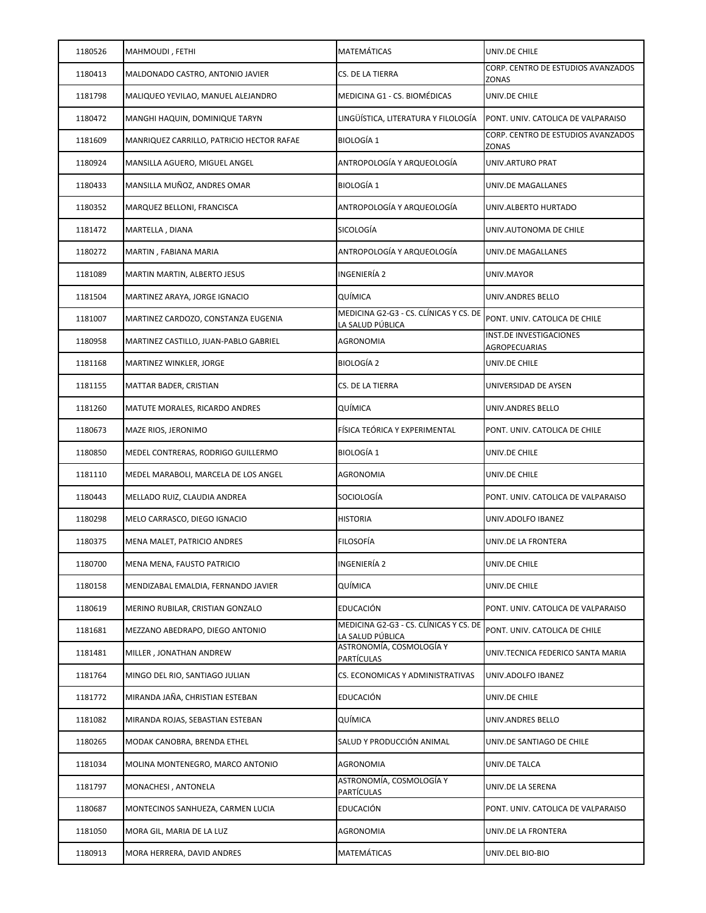| | | | |
|---|---|---|---|
| 1180526 | MAHMOUDI , FETHI | MATEMÁTICAS | UNIV.DE CHILE |
| 1180413 | MALDONADO CASTRO, ANTONIO JAVIER | CS. DE LA TIERRA | CORP. CENTRO DE ESTUDIOS AVANZADOS ZONAS |
| 1181798 | MALIQUEO YEVILAO, MANUEL ALEJANDRO | MEDICINA G1 - CS. BIOMÉDICAS | UNIV.DE CHILE |
| 1180472 | MANGHI HAQUIN, DOMINIQUE TARYN | LINGÜÍSTICA, LITERATURA Y FILOLOGÍA | PONT. UNIV. CATOLICA DE VALPARAISO |
| 1181609 | MANRIQUEZ CARRILLO, PATRICIO HECTOR RAFAE | BIOLOGÍA 1 | CORP. CENTRO DE ESTUDIOS AVANZADOS ZONAS |
| 1180924 | MANSILLA AGUERO, MIGUEL ANGEL | ANTROPOLOGÍA Y ARQUEOLOGÍA | UNIV.ARTURO PRAT |
| 1180433 | MANSILLA MUÑOZ, ANDRES OMAR | BIOLOGÍA 1 | UNIV.DE MAGALLANES |
| 1180352 | MARQUEZ BELLONI, FRANCISCA | ANTROPOLOGÍA Y ARQUEOLOGÍA | UNIV.ALBERTO HURTADO |
| 1181472 | MARTELLA , DIANA | SICOLOGÍA | UNIV.AUTONOMA DE CHILE |
| 1180272 | MARTIN , FABIANA MARIA | ANTROPOLOGÍA Y ARQUEOLOGÍA | UNIV.DE MAGALLANES |
| 1181089 | MARTIN MARTIN, ALBERTO JESUS | INGENIERÍA 2 | UNIV.MAYOR |
| 1181504 | MARTINEZ ARAYA, JORGE IGNACIO | QUÍMICA | UNIV.ANDRES BELLO |
| 1181007 | MARTINEZ CARDOZO, CONSTANZA EUGENIA | MEDICINA G2-G3 - CS. CLÍNICAS Y CS. DE LA SALUD PÚBLICA | PONT. UNIV. CATOLICA DE CHILE |
| 1180958 | MARTINEZ CASTILLO, JUAN-PABLO GABRIEL | AGRONOMIA | INST.DE INVESTIGACIONES AGROPECUARIAS |
| 1181168 | MARTINEZ WINKLER, JORGE | BIOLOGÍA 2 | UNIV.DE CHILE |
| 1181155 | MATTAR BADER, CRISTIAN | CS. DE LA TIERRA | UNIVERSIDAD DE AYSEN |
| 1181260 | MATUTE MORALES, RICARDO ANDRES | QUÍMICA | UNIV.ANDRES BELLO |
| 1180673 | MAZE RIOS, JERONIMO | FÍSICA TEÓRICA Y EXPERIMENTAL | PONT. UNIV. CATOLICA DE CHILE |
| 1180850 | MEDEL CONTRERAS, RODRIGO GUILLERMO | BIOLOGÍA 1 | UNIV.DE CHILE |
| 1181110 | MEDEL MARABOLI, MARCELA DE LOS ANGEL | AGRONOMIA | UNIV.DE CHILE |
| 1180443 | MELLADO RUIZ, CLAUDIA ANDREA | SOCIOLOGÍA | PONT. UNIV. CATOLICA DE VALPARAISO |
| 1180298 | MELO CARRASCO, DIEGO IGNACIO | HISTORIA | UNIV.ADOLFO IBANEZ |
| 1180375 | MENA MALET, PATRICIO ANDRES | FILOSOFÍA | UNIV.DE LA FRONTERA |
| 1180700 | MENA MENA, FAUSTO PATRICIO | INGENIERÍA 2 | UNIV.DE CHILE |
| 1180158 | MENDIZABAL EMALDIA, FERNANDO JAVIER | QUÍMICA | UNIV.DE CHILE |
| 1180619 | MERINO RUBILAR, CRISTIAN GONZALO | EDUCACIÓN | PONT. UNIV. CATOLICA DE VALPARAISO |
| 1181681 | MEZZANO ABEDRAPO, DIEGO ANTONIO | MEDICINA G2-G3 - CS. CLÍNICAS Y CS. DE LA SALUD PÚBLICA | PONT. UNIV. CATOLICA DE CHILE |
| 1181481 | MILLER , JONATHAN ANDREW | ASTRONOMÍA, COSMOLOGÍA Y PARTÍCULAS | UNIV.TECNICA FEDERICO SANTA MARIA |
| 1181764 | MINGO DEL RIO, SANTIAGO JULIAN | CS. ECONOMICAS Y ADMINISTRATIVAS | UNIV.ADOLFO IBANEZ |
| 1181772 | MIRANDA JAÑA, CHRISTIAN ESTEBAN | EDUCACIÓN | UNIV.DE CHILE |
| 1181082 | MIRANDA ROJAS, SEBASTIAN ESTEBAN | QUÍMICA | UNIV.ANDRES BELLO |
| 1180265 | MODAK CANOBRA, BRENDA ETHEL | SALUD Y PRODUCCIÓN ANIMAL | UNIV.DE SANTIAGO DE CHILE |
| 1181034 | MOLINA MONTENEGRO, MARCO ANTONIO | AGRONOMIA | UNIV.DE TALCA |
| 1181797 | MONACHESI , ANTONELA | ASTRONOMÍA, COSMOLOGÍA Y PARTÍCULAS | UNIV.DE LA SERENA |
| 1180687 | MONTECINOS SANHUEZA, CARMEN LUCIA | EDUCACIÓN | PONT. UNIV. CATOLICA DE VALPARAISO |
| 1181050 | MORA GIL, MARIA DE LA LUZ | AGRONOMIA | UNIV.DE LA FRONTERA |
| 1180913 | MORA HERRERA, DAVID ANDRES | MATEMÁTICAS | UNIV.DEL BIO-BIO |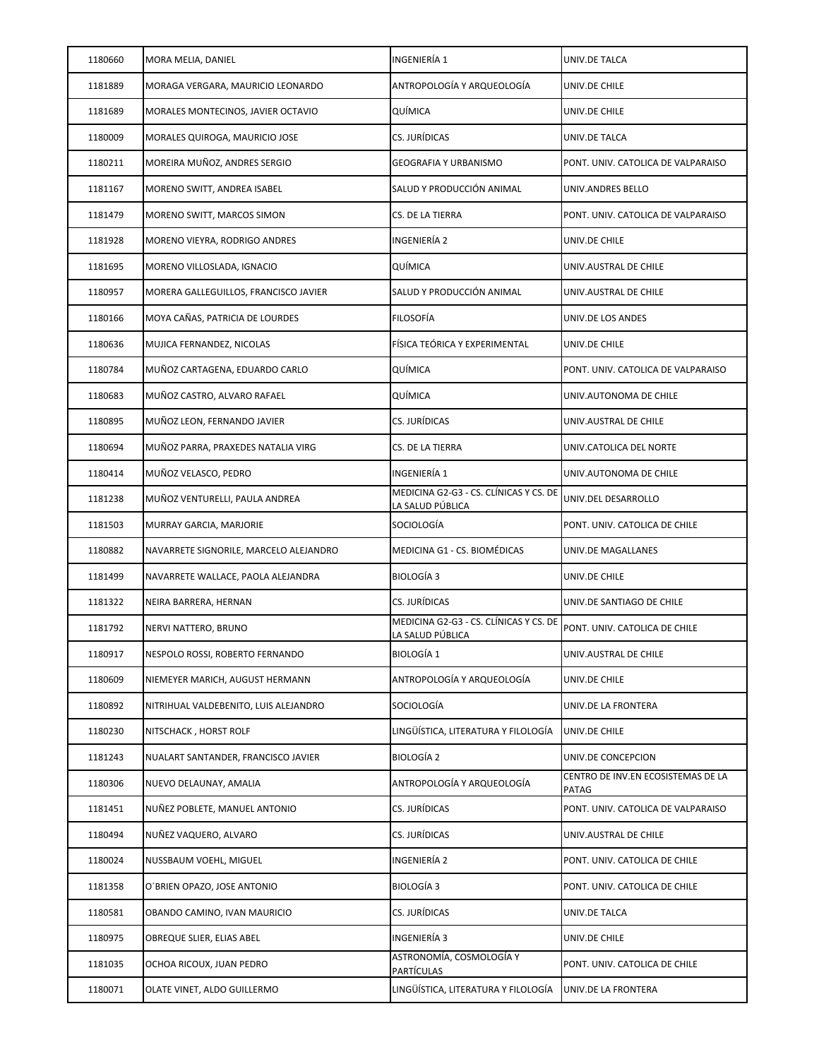| | | | |
|---|---|---|---|
| 1180660 | MORA MELIA, DANIEL | INGENIERÍA 1 | UNIV.DE TALCA |
| 1181889 | MORAGA VERGARA, MAURICIO LEONARDO | ANTROPOLOGÍA Y ARQUEOLOGÍA | UNIV.DE CHILE |
| 1181689 | MORALES MONTECINOS, JAVIER OCTAVIO | QUÍMICA | UNIV.DE CHILE |
| 1180009 | MORALES QUIROGA, MAURICIO JOSE | CS. JURÍDICAS | UNIV.DE TALCA |
| 1180211 | MOREIRA MUÑOZ, ANDRES SERGIO | GEOGRAFIA Y URBANISMO | PONT. UNIV. CATOLICA DE VALPARAISO |
| 1181167 | MORENO SWITT, ANDREA ISABEL | SALUD Y PRODUCCIÓN ANIMAL | UNIV.ANDRES BELLO |
| 1181479 | MORENO SWITT, MARCOS SIMON | CS. DE LA TIERRA | PONT. UNIV. CATOLICA DE VALPARAISO |
| 1181928 | MORENO VIEYRA, RODRIGO ANDRES | INGENIERÍA 2 | UNIV.DE CHILE |
| 1181695 | MORENO VILLOSLADA, IGNACIO | QUÍMICA | UNIV.AUSTRAL DE CHILE |
| 1180957 | MORERA GALLEGUILLOS, FRANCISCO JAVIER | SALUD Y PRODUCCIÓN ANIMAL | UNIV.AUSTRAL DE CHILE |
| 1180166 | MOYA CAÑAS, PATRICIA DE LOURDES | FILOSOFÍA | UNIV.DE LOS ANDES |
| 1180636 | MUJICA FERNANDEZ, NICOLAS | FÍSICA TEÓRICA Y EXPERIMENTAL | UNIV.DE CHILE |
| 1180784 | MUÑOZ CARTAGENA, EDUARDO CARLO | QUÍMICA | PONT. UNIV. CATOLICA DE VALPARAISO |
| 1180683 | MUÑOZ CASTRO, ALVARO RAFAEL | QUÍMICA | UNIV.AUTONOMA DE CHILE |
| 1180895 | MUÑOZ LEON, FERNANDO JAVIER | CS. JURÍDICAS | UNIV.AUSTRAL DE CHILE |
| 1180694 | MUÑOZ PARRA, PRAXEDES NATALIA VIRG | CS. DE LA TIERRA | UNIV.CATOLICA DEL NORTE |
| 1180414 | MUÑOZ VELASCO, PEDRO | INGENIERÍA 1 | UNIV.AUTONOMA DE CHILE |
| 1181238 | MUÑOZ VENTURELLI, PAULA ANDREA | MEDICINA G2-G3 - CS. CLÍNICAS Y CS. DE LA SALUD PÚBLICA | UNIV.DEL DESARROLLO |
| 1181503 | MURRAY GARCIA, MARJORIE | SOCIOLOGÍA | PONT. UNIV. CATOLICA DE CHILE |
| 1180882 | NAVARRETE SIGNORILE, MARCELO ALEJANDRO | MEDICINA G1 - CS. BIOMÉDICAS | UNIV.DE MAGALLANES |
| 1181499 | NAVARRETE WALLACE, PAOLA ALEJANDRA | BIOLOGÍA 3 | UNIV.DE CHILE |
| 1181322 | NEIRA BARRERA, HERNAN | CS. JURÍDICAS | UNIV.DE SANTIAGO DE CHILE |
| 1181792 | NERVI NATTERO, BRUNO | MEDICINA G2-G3 - CS. CLÍNICAS Y CS. DE LA SALUD PÚBLICA | PONT. UNIV. CATOLICA DE CHILE |
| 1180917 | NESPOLO ROSSI, ROBERTO FERNANDO | BIOLOGÍA 1 | UNIV.AUSTRAL DE CHILE |
| 1180609 | NIEMEYER MARICH, AUGUST HERMANN | ANTROPOLOGÍA Y ARQUEOLOGÍA | UNIV.DE CHILE |
| 1180892 | NITRIHUAL VALDEBENITO, LUIS ALEJANDRO | SOCIOLOGÍA | UNIV.DE LA FRONTERA |
| 1180230 | NITSCHACK , HORST ROLF | LINGÜÍSTICA, LITERATURA Y FILOLOGÍA | UNIV.DE CHILE |
| 1181243 | NUALART SANTANDER, FRANCISCO JAVIER | BIOLOGÍA 2 | UNIV.DE CONCEPCION |
| 1180306 | NUEVO DELAUNAY, AMALIA | ANTROPOLOGÍA Y ARQUEOLOGÍA | CENTRO DE INV.EN ECOSISTEMAS DE LA PATAG |
| 1181451 | NUÑEZ POBLETE, MANUEL ANTONIO | CS. JURÍDICAS | PONT. UNIV. CATOLICA DE VALPARAISO |
| 1180494 | NUÑEZ VAQUERO, ALVARO | CS. JURÍDICAS | UNIV.AUSTRAL DE CHILE |
| 1180024 | NUSSBAUM VOEHL, MIGUEL | INGENIERÍA 2 | PONT. UNIV. CATOLICA DE CHILE |
| 1181358 | O´BRIEN OPAZO, JOSE ANTONIO | BIOLOGÍA 3 | PONT. UNIV. CATOLICA DE CHILE |
| 1180581 | OBANDO CAMINO, IVAN MAURICIO | CS. JURÍDICAS | UNIV.DE TALCA |
| 1180975 | OBREQUE SLIER, ELIAS ABEL | INGENIERÍA 3 | UNIV.DE CHILE |
| 1181035 | OCHOA RICOUX, JUAN PEDRO | ASTRONOMÍA, COSMOLOGÍA Y PARTÍCULAS | PONT. UNIV. CATOLICA DE CHILE |
| 1180071 | OLATE VINET, ALDO GUILLERMO | LINGÜÍSTICA, LITERATURA Y FILOLOGÍA | UNIV.DE LA FRONTERA |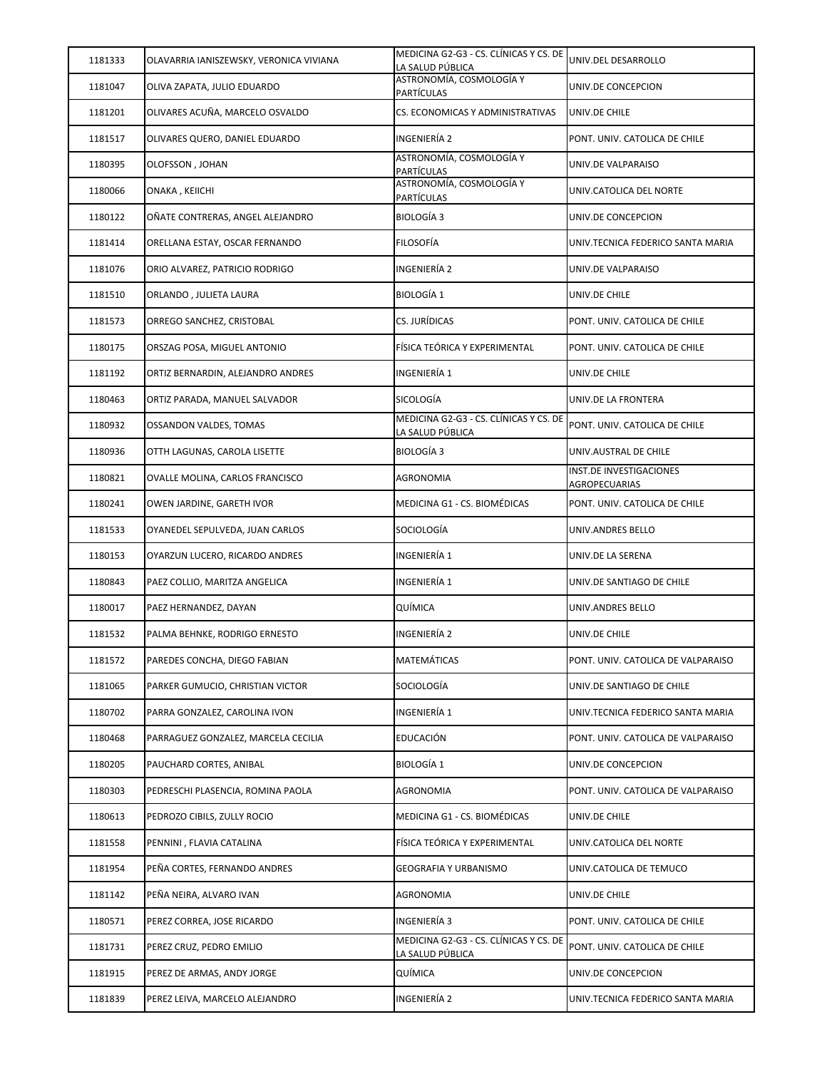| | | | |
|---|---|---|---|
| 1181333 | OLAVARRIA IANISZEWSKY, VERONICA VIVIANA | MEDICINA G2-G3 - CS. CLÍNICAS Y CS. DE LA SALUD PÚBLICA | UNIV.DEL DESARROLLO |
| 1181047 | OLIVA ZAPATA, JULIO EDUARDO | ASTRONOMÍA, COSMOLOGÍA Y PARTÍCULAS | UNIV.DE CONCEPCION |
| 1181201 | OLIVARES ACUÑA, MARCELO OSVALDO | CS. ECONOMICAS Y ADMINISTRATIVAS | UNIV.DE CHILE |
| 1181517 | OLIVARES QUERO, DANIEL EDUARDO | INGENIERÍA 2 | PONT. UNIV. CATOLICA DE CHILE |
| 1180395 | OLOFSSON , JOHAN | ASTRONOMÍA, COSMOLOGÍA Y PARTÍCULAS | UNIV.DE VALPARAISO |
| 1180066 | ONAKA , KEIICHI | ASTRONOMÍA, COSMOLOGÍA Y PARTÍCULAS | UNIV.CATOLICA DEL NORTE |
| 1180122 | OÑATE CONTRERAS, ANGEL ALEJANDRO | BIOLOGÍA 3 | UNIV.DE CONCEPCION |
| 1181414 | ORELLANA ESTAY, OSCAR FERNANDO | FILOSOFÍA | UNIV.TECNICA FEDERICO SANTA MARIA |
| 1181076 | ORIO ALVAREZ, PATRICIO RODRIGO | INGENIERÍA 2 | UNIV.DE VALPARAISO |
| 1181510 | ORLANDO , JULIETA LAURA | BIOLOGÍA 1 | UNIV.DE CHILE |
| 1181573 | ORREGO SANCHEZ, CRISTOBAL | CS. JURÍDICAS | PONT. UNIV. CATOLICA DE CHILE |
| 1180175 | ORSZAG POSA, MIGUEL ANTONIO | FÍSICA TEÓRICA Y EXPERIMENTAL | PONT. UNIV. CATOLICA DE CHILE |
| 1181192 | ORTIZ BERNARDIN, ALEJANDRO ANDRES | INGENIERÍA 1 | UNIV.DE CHILE |
| 1180463 | ORTIZ PARADA, MANUEL SALVADOR | SICOLOGÍA | UNIV.DE LA FRONTERA |
| 1180932 | OSSANDON VALDES, TOMAS | MEDICINA G2-G3 - CS. CLÍNICAS Y CS. DE LA SALUD PÚBLICA | PONT. UNIV. CATOLICA DE CHILE |
| 1180936 | OTTH LAGUNAS, CAROLA LISETTE | BIOLOGÍA 3 | UNIV.AUSTRAL DE CHILE |
| 1180821 | OVALLE MOLINA, CARLOS FRANCISCO | AGRONOMIA | INST.DE INVESTIGACIONES AGROPECUARIAS |
| 1180241 | OWEN JARDINE, GARETH IVOR | MEDICINA G1 - CS. BIOMÉDICAS | PONT. UNIV. CATOLICA DE CHILE |
| 1181533 | OYANEDEL SEPULVEDA, JUAN CARLOS | SOCIOLOGÍA | UNIV.ANDRES BELLO |
| 1180153 | OYARZUN LUCERO, RICARDO ANDRES | INGENIERÍA 1 | UNIV.DE LA SERENA |
| 1180843 | PAEZ COLLIO, MARITZA ANGELICA | INGENIERÍA 1 | UNIV.DE SANTIAGO DE CHILE |
| 1180017 | PAEZ HERNANDEZ, DAYAN | QUÍMICA | UNIV.ANDRES BELLO |
| 1181532 | PALMA BEHNKE, RODRIGO ERNESTO | INGENIERÍA 2 | UNIV.DE CHILE |
| 1181572 | PAREDES CONCHA, DIEGO FABIAN | MATEMÁTICAS | PONT. UNIV. CATOLICA DE VALPARAISO |
| 1181065 | PARKER GUMUCIO, CHRISTIAN VICTOR | SOCIOLOGÍA | UNIV.DE SANTIAGO DE CHILE |
| 1180702 | PARRA GONZALEZ, CAROLINA IVON | INGENIERÍA 1 | UNIV.TECNICA FEDERICO SANTA MARIA |
| 1180468 | PARRAGUEZ GONZALEZ, MARCELA CECILIA | EDUCACIÓN | PONT. UNIV. CATOLICA DE VALPARAISO |
| 1180205 | PAUCHARD CORTES, ANIBAL | BIOLOGÍA 1 | UNIV.DE CONCEPCION |
| 1180303 | PEDRESCHI PLASENCIA, ROMINA PAOLA | AGRONOMIA | PONT. UNIV. CATOLICA DE VALPARAISO |
| 1180613 | PEDROZO CIBILS, ZULLY ROCIO | MEDICINA G1 - CS. BIOMÉDICAS | UNIV.DE CHILE |
| 1181558 | PENNINI , FLAVIA CATALINA | FÍSICA TEÓRICA Y EXPERIMENTAL | UNIV.CATOLICA DEL NORTE |
| 1181954 | PEÑA CORTES, FERNANDO ANDRES | GEOGRAFIA Y URBANISMO | UNIV.CATOLICA DE TEMUCO |
| 1181142 | PEÑA NEIRA, ALVARO IVAN | AGRONOMIA | UNIV.DE CHILE |
| 1180571 | PEREZ CORREA, JOSE RICARDO | INGENIERÍA 3 | PONT. UNIV. CATOLICA DE CHILE |
| 1181731 | PEREZ CRUZ, PEDRO EMILIO | MEDICINA G2-G3 - CS. CLÍNICAS Y CS. DE LA SALUD PÚBLICA | PONT. UNIV. CATOLICA DE CHILE |
| 1181915 | PEREZ DE ARMAS, ANDY JORGE | QUÍMICA | UNIV.DE CONCEPCION |
| 1181839 | PEREZ LEIVA, MARCELO ALEJANDRO | INGENIERÍA 2 | UNIV.TECNICA FEDERICO SANTA MARIA |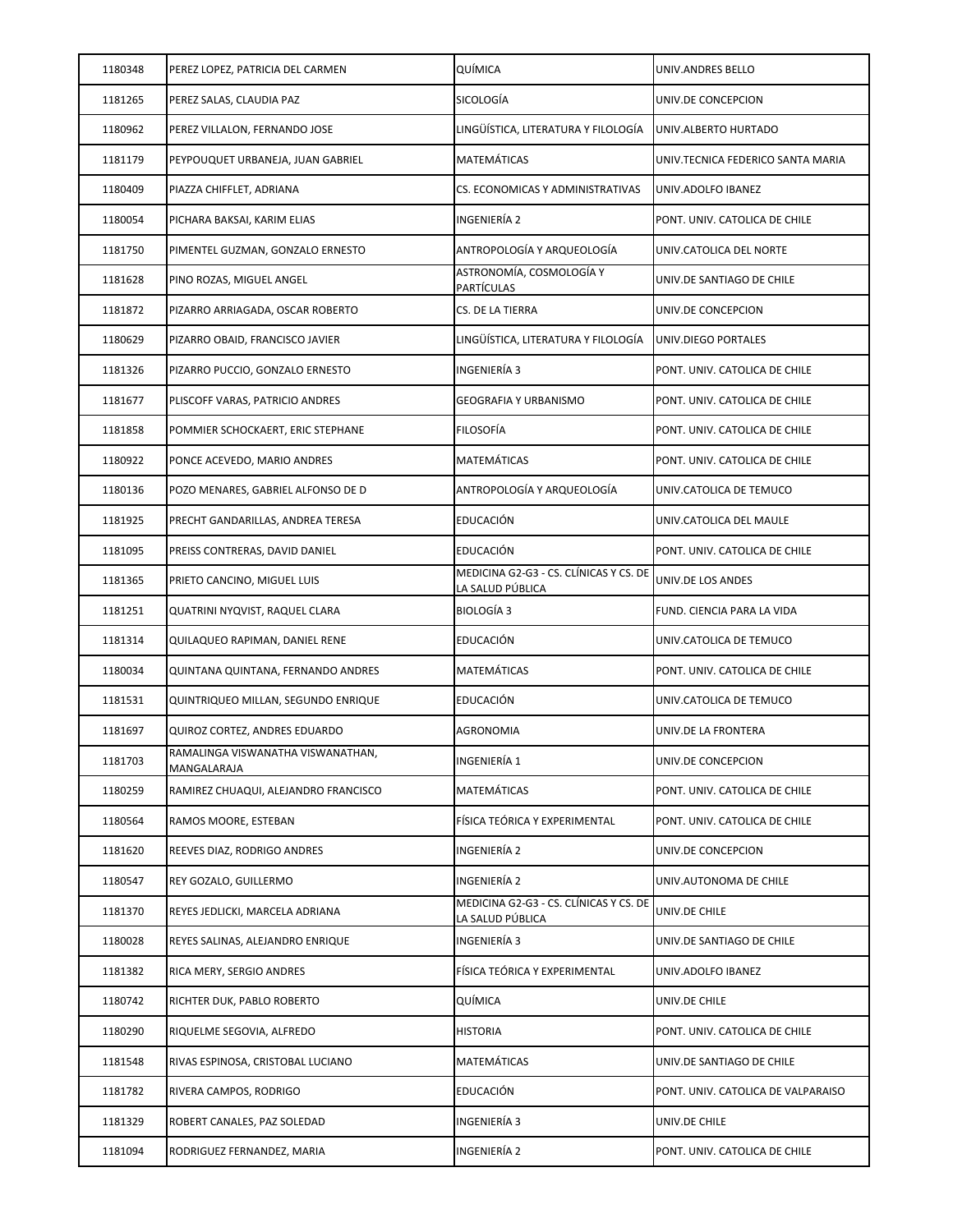| 1180348 | PEREZ LOPEZ, PATRICIA DEL CARMEN | QUÍMICA | UNIV.ANDRES BELLO |
|---|---|---|---|
| 1181265 | PEREZ SALAS, CLAUDIA PAZ | SICOLOGÍA | UNIV.DE CONCEPCION |
| 1180962 | PEREZ VILLALON, FERNANDO JOSE | LINGÜÍSTICA, LITERATURA Y FILOLOGÍA | UNIV.ALBERTO HURTADO |
| 1181179 | PEYPOUQUET URBANEJA, JUAN GABRIEL | MATEMÁTICAS | UNIV.TECNICA FEDERICO SANTA MARIA |
| 1180409 | PIAZZA CHIFFLET, ADRIANA | CS. ECONOMICAS Y ADMINISTRATIVAS | UNIV.ADOLFO IBANEZ |
| 1180054 | PICHARA BAKSAI, KARIM ELIAS | INGENIERÍA 2 | PONT. UNIV. CATOLICA DE CHILE |
| 1181750 | PIMENTEL GUZMAN, GONZALO ERNESTO | ANTROPOLOGÍA Y ARQUEOLOGÍA | UNIV.CATOLICA DEL NORTE |
| 1181628 | PINO ROZAS, MIGUEL ANGEL | ASTRONOMÍA, COSMOLOGÍA Y PARTÍCULAS | UNIV.DE SANTIAGO DE CHILE |
| 1181872 | PIZARRO ARRIAGADA, OSCAR ROBERTO | CS. DE LA TIERRA | UNIV.DE CONCEPCION |
| 1180629 | PIZARRO OBAID, FRANCISCO JAVIER | LINGÜÍSTICA, LITERATURA Y FILOLOGÍA | UNIV.DIEGO PORTALES |
| 1181326 | PIZARRO PUCCIO, GONZALO ERNESTO | INGENIERÍA 3 | PONT. UNIV. CATOLICA DE CHILE |
| 1181677 | PLISCOFF VARAS, PATRICIO ANDRES | GEOGRAFIA Y URBANISMO | PONT. UNIV. CATOLICA DE CHILE |
| 1181858 | POMMIER SCHOCKAERT, ERIC STEPHANE | FILOSOFÍA | PONT. UNIV. CATOLICA DE CHILE |
| 1180922 | PONCE ACEVEDO, MARIO ANDRES | MATEMÁTICAS | PONT. UNIV. CATOLICA DE CHILE |
| 1180136 | POZO MENARES, GABRIEL ALFONSO DE D | ANTROPOLOGÍA Y ARQUEOLOGÍA | UNIV.CATOLICA DE TEMUCO |
| 1181925 | PRECHT GANDARILLAS, ANDREA TERESA | EDUCACIÓN | UNIV.CATOLICA DEL MAULE |
| 1181095 | PREISS CONTRERAS, DAVID DANIEL | EDUCACIÓN | PONT. UNIV. CATOLICA DE CHILE |
| 1181365 | PRIETO CANCINO, MIGUEL LUIS | MEDICINA G2-G3 - CS. CLÍNICAS Y CS. DE LA SALUD PÚBLICA | UNIV.DE LOS ANDES |
| 1181251 | QUATRINI NYQVIST, RAQUEL CLARA | BIOLOGÍA 3 | FUND. CIENCIA PARA LA VIDA |
| 1181314 | QUILAQUEO RAPIMAN, DANIEL RENE | EDUCACIÓN | UNIV.CATOLICA DE TEMUCO |
| 1180034 | QUINTANA QUINTANA, FERNANDO ANDRES | MATEMÁTICAS | PONT. UNIV. CATOLICA DE CHILE |
| 1181531 | QUINTRIQUEO MILLAN, SEGUNDO ENRIQUE | EDUCACIÓN | UNIV.CATOLICA DE TEMUCO |
| 1181697 | QUIROZ CORTEZ, ANDRES EDUARDO | AGRONOMIA | UNIV.DE LA FRONTERA |
| 1181703 | RAMALINGA VISWANATHA VISWANATHAN, MANGALARAJA | INGENIERÍA 1 | UNIV.DE CONCEPCION |
| 1180259 | RAMIREZ CHUAQUI, ALEJANDRO FRANCISCO | MATEMÁTICAS | PONT. UNIV. CATOLICA DE CHILE |
| 1180564 | RAMOS MOORE, ESTEBAN | FÍSICA TEÓRICA Y EXPERIMENTAL | PONT. UNIV. CATOLICA DE CHILE |
| 1181620 | REEVES DIAZ, RODRIGO ANDRES | INGENIERÍA 2 | UNIV.DE CONCEPCION |
| 1180547 | REY GOZALO, GUILLERMO | INGENIERÍA 2 | UNIV.AUTONOMA DE CHILE |
| 1181370 | REYES JEDLICKI, MARCELA ADRIANA | MEDICINA G2-G3 - CS. CLÍNICAS Y CS. DE LA SALUD PÚBLICA | UNIV.DE CHILE |
| 1180028 | REYES SALINAS, ALEJANDRO ENRIQUE | INGENIERÍA 3 | UNIV.DE SANTIAGO DE CHILE |
| 1181382 | RICA MERY, SERGIO ANDRES | FÍSICA TEÓRICA Y EXPERIMENTAL | UNIV.ADOLFO IBANEZ |
| 1180742 | RICHTER DUK, PABLO ROBERTO | QUÍMICA | UNIV.DE CHILE |
| 1180290 | RIQUELME SEGOVIA, ALFREDO | HISTORIA | PONT. UNIV. CATOLICA DE CHILE |
| 1181548 | RIVAS ESPINOSA, CRISTOBAL LUCIANO | MATEMÁTICAS | UNIV.DE SANTIAGO DE CHILE |
| 1181782 | RIVERA CAMPOS, RODRIGO | EDUCACIÓN | PONT. UNIV. CATOLICA DE VALPARAISO |
| 1181329 | ROBERT CANALES, PAZ SOLEDAD | INGENIERÍA 3 | UNIV.DE CHILE |
| 1181094 | RODRIGUEZ FERNANDEZ, MARIA | INGENIERÍA 2 | PONT. UNIV. CATOLICA DE CHILE |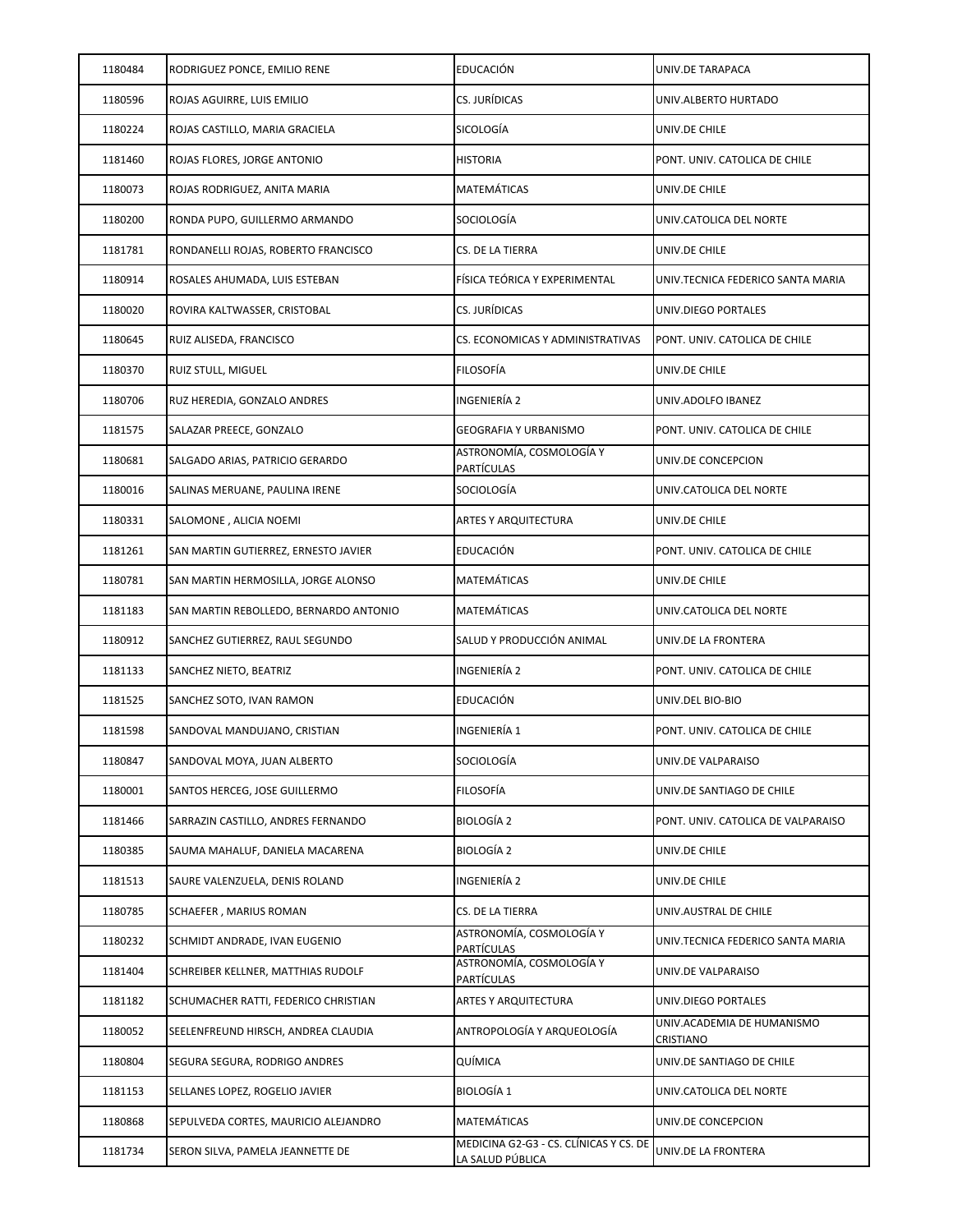| | | | |
|---|---|---|---|
| 1180484 | RODRIGUEZ PONCE, EMILIO RENE | EDUCACIÓN | UNIV.DE TARAPACA |
| 1180596 | ROJAS AGUIRRE, LUIS EMILIO | CS. JURÍDICAS | UNIV.ALBERTO HURTADO |
| 1180224 | ROJAS CASTILLO, MARIA GRACIELA | SICOLOGÍA | UNIV.DE CHILE |
| 1181460 | ROJAS FLORES, JORGE ANTONIO | HISTORIA | PONT. UNIV. CATOLICA DE CHILE |
| 1180073 | ROJAS RODRIGUEZ, ANITA MARIA | MATEMÁTICAS | UNIV.DE CHILE |
| 1180200 | RONDA PUPO, GUILLERMO ARMANDO | SOCIOLOGÍA | UNIV.CATOLICA DEL NORTE |
| 1181781 | RONDANELLI ROJAS, ROBERTO FRANCISCO | CS. DE LA TIERRA | UNIV.DE CHILE |
| 1180914 | ROSALES AHUMADA, LUIS ESTEBAN | FÍSICA TEÓRICA Y EXPERIMENTAL | UNIV.TECNICA FEDERICO SANTA MARIA |
| 1180020 | ROVIRA KALTWASSER, CRISTOBAL | CS. JURÍDICAS | UNIV.DIEGO PORTALES |
| 1180645 | RUIZ ALISEDA, FRANCISCO | CS. ECONOMICAS Y ADMINISTRATIVAS | PONT. UNIV. CATOLICA DE CHILE |
| 1180370 | RUIZ STULL, MIGUEL | FILOSOFÍA | UNIV.DE CHILE |
| 1180706 | RUZ HEREDIA, GONZALO ANDRES | INGENIERÍA 2 | UNIV.ADOLFO IBANEZ |
| 1181575 | SALAZAR PREECE, GONZALO | GEOGRAFIA Y URBANISMO | PONT. UNIV. CATOLICA DE CHILE |
| 1180681 | SALGADO ARIAS, PATRICIO GERARDO | ASTRONOMÍA, COSMOLOGÍA Y PARTÍCULAS | UNIV.DE CONCEPCION |
| 1180016 | SALINAS MERUANE, PAULINA IRENE | SOCIOLOGÍA | UNIV.CATOLICA DEL NORTE |
| 1180331 | SALOMONE , ALICIA NOEMI | ARTES Y ARQUITECTURA | UNIV.DE CHILE |
| 1181261 | SAN MARTIN GUTIERREZ, ERNESTO JAVIER | EDUCACIÓN | PONT. UNIV. CATOLICA DE CHILE |
| 1180781 | SAN MARTIN HERMOSILLA, JORGE ALONSO | MATEMÁTICAS | UNIV.DE CHILE |
| 1181183 | SAN MARTIN REBOLLEDO, BERNARDO ANTONIO | MATEMÁTICAS | UNIV.CATOLICA DEL NORTE |
| 1180912 | SANCHEZ GUTIERREZ, RAUL SEGUNDO | SALUD Y PRODUCCIÓN ANIMAL | UNIV.DE LA FRONTERA |
| 1181133 | SANCHEZ NIETO, BEATRIZ | INGENIERÍA 2 | PONT. UNIV. CATOLICA DE CHILE |
| 1181525 | SANCHEZ SOTO, IVAN RAMON | EDUCACIÓN | UNIV.DEL BIO-BIO |
| 1181598 | SANDOVAL MANDUJANO, CRISTIAN | INGENIERÍA 1 | PONT. UNIV. CATOLICA DE CHILE |
| 1180847 | SANDOVAL MOYA, JUAN ALBERTO | SOCIOLOGÍA | UNIV.DE VALPARAISO |
| 1180001 | SANTOS HERCEG, JOSE GUILLERMO | FILOSOFÍA | UNIV.DE SANTIAGO DE CHILE |
| 1181466 | SARRAZIN CASTILLO, ANDRES FERNANDO | BIOLOGÍA 2 | PONT. UNIV. CATOLICA DE VALPARAISO |
| 1180385 | SAUMA MAHALUF, DANIELA MACARENA | BIOLOGÍA 2 | UNIV.DE CHILE |
| 1181513 | SAURE VALENZUELA, DENIS ROLAND | INGENIERÍA 2 | UNIV.DE CHILE |
| 1180785 | SCHAEFER , MARIUS ROMAN | CS. DE LA TIERRA | UNIV.AUSTRAL DE CHILE |
| 1180232 | SCHMIDT ANDRADE, IVAN EUGENIO | ASTRONOMÍA, COSMOLOGÍA Y PARTÍCULAS | UNIV.TECNICA FEDERICO SANTA MARIA |
| 1181404 | SCHREIBER KELLNER, MATTHIAS RUDOLF | ASTRONOMÍA, COSMOLOGÍA Y PARTÍCULAS | UNIV.DE VALPARAISO |
| 1181182 | SCHUMACHER RATTI, FEDERICO CHRISTIAN | ARTES Y ARQUITECTURA | UNIV.DIEGO PORTALES |
| 1180052 | SEELENFREUND HIRSCH, ANDREA CLAUDIA | ANTROPOLOGÍA Y ARQUEOLOGÍA | UNIV.ACADEMIA DE HUMANISMO CRISTIANO |
| 1180804 | SEGURA SEGURA, RODRIGO ANDRES | QUÍMICA | UNIV.DE SANTIAGO DE CHILE |
| 1181153 | SELLANES LOPEZ, ROGELIO JAVIER | BIOLOGÍA 1 | UNIV.CATOLICA DEL NORTE |
| 1180868 | SEPULVEDA CORTES, MAURICIO ALEJANDRO | MATEMÁTICAS | UNIV.DE CONCEPCION |
| 1181734 | SERON SILVA, PAMELA JEANNETTE DE | MEDICINA G2-G3 - CS. CLÍNICAS Y CS. DE LA SALUD PÚBLICA | UNIV.DE LA FRONTERA |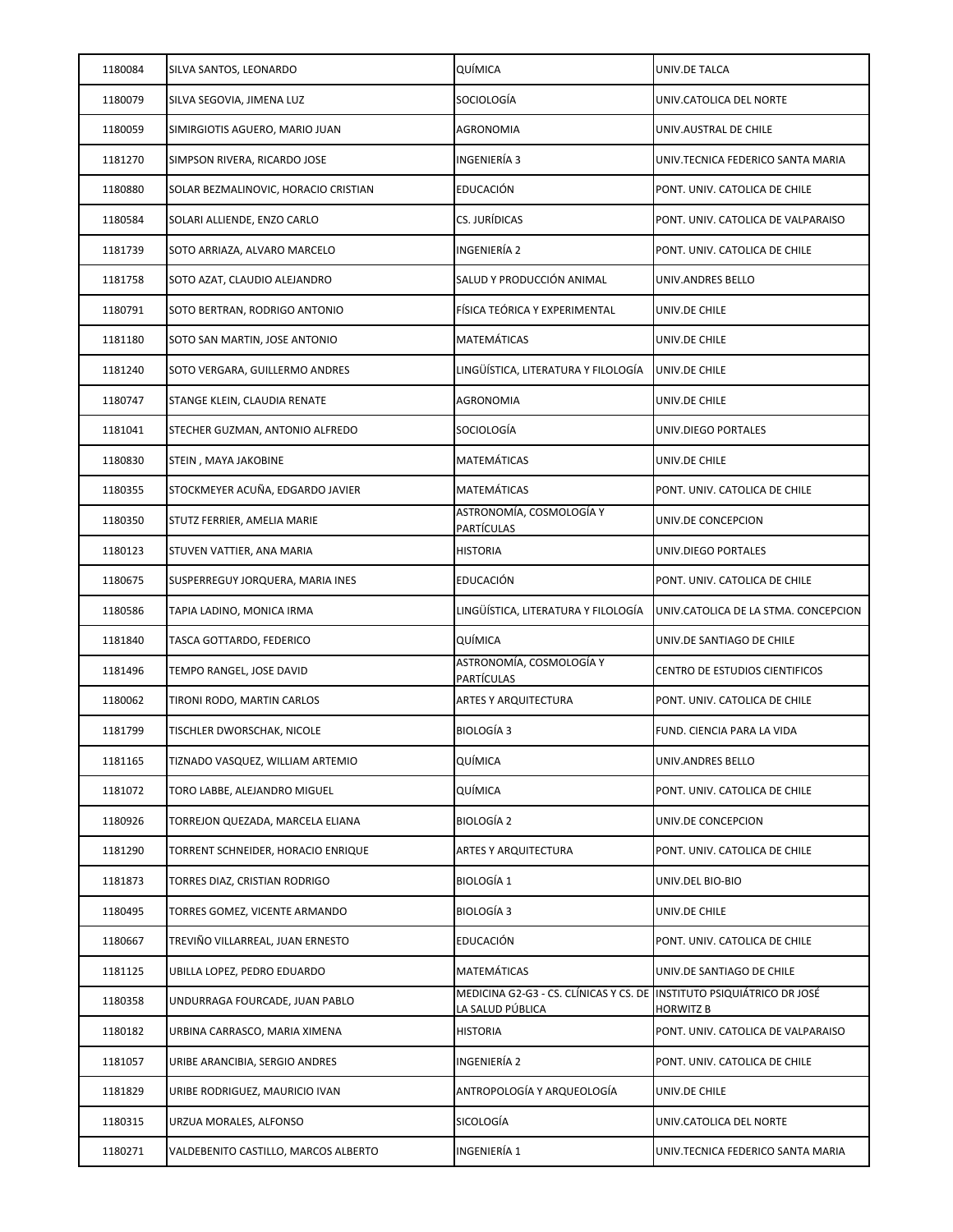| | | | |
|---|---|---|---|
| 1180084 | SILVA SANTOS, LEONARDO | QUÍMICA | UNIV.DE TALCA |
| 1180079 | SILVA SEGOVIA, JIMENA LUZ | SOCIOLOGÍA | UNIV.CATOLICA DEL NORTE |
| 1180059 | SIMIRGIOTIS AGUERO, MARIO JUAN | AGRONOMIA | UNIV.AUSTRAL DE CHILE |
| 1181270 | SIMPSON RIVERA, RICARDO JOSE | INGENIERÍA 3 | UNIV.TECNICA FEDERICO SANTA MARIA |
| 1180880 | SOLAR BEZMALINOVIC, HORACIO CRISTIAN | EDUCACIÓN | PONT. UNIV. CATOLICA DE CHILE |
| 1180584 | SOLARI ALLIENDE, ENZO CARLO | CS. JURÍDICAS | PONT. UNIV. CATOLICA DE VALPARAISO |
| 1181739 | SOTO ARRIAZA, ALVARO MARCELO | INGENIERÍA 2 | PONT. UNIV. CATOLICA DE CHILE |
| 1181758 | SOTO AZAT, CLAUDIO ALEJANDRO | SALUD Y PRODUCCIÓN ANIMAL | UNIV.ANDRES BELLO |
| 1180791 | SOTO BERTRAN, RODRIGO ANTONIO | FÍSICA TEÓRICA Y EXPERIMENTAL | UNIV.DE CHILE |
| 1181180 | SOTO SAN MARTIN, JOSE ANTONIO | MATEMÁTICAS | UNIV.DE CHILE |
| 1181240 | SOTO VERGARA, GUILLERMO ANDRES | LINGÜÍSTICA, LITERATURA Y FILOLOGÍA | UNIV.DE CHILE |
| 1180747 | STANGE KLEIN, CLAUDIA RENATE | AGRONOMIA | UNIV.DE CHILE |
| 1181041 | STECHER GUZMAN, ANTONIO ALFREDO | SOCIOLOGÍA | UNIV.DIEGO PORTALES |
| 1180830 | STEIN , MAYA JAKOBINE | MATEMÁTICAS | UNIV.DE CHILE |
| 1180355 | STOCKMEYER ACUÑA, EDGARDO JAVIER | MATEMÁTICAS | PONT. UNIV. CATOLICA DE CHILE |
| 1180350 | STUTZ FERRIER, AMELIA MARIE | ASTRONOMÍA, COSMOLOGÍA Y PARTÍCULAS | UNIV.DE CONCEPCION |
| 1180123 | STUVEN VATTIER, ANA MARIA | HISTORIA | UNIV.DIEGO PORTALES |
| 1180675 | SUSPERREGUY JORQUERA, MARIA INES | EDUCACIÓN | PONT. UNIV. CATOLICA DE CHILE |
| 1180586 | TAPIA LADINO, MONICA IRMA | LINGÜÍSTICA, LITERATURA Y FILOLOGÍA | UNIV.CATOLICA DE LA STMA. CONCEPCION |
| 1181840 | TASCA GOTTARDO, FEDERICO | QUÍMICA | UNIV.DE SANTIAGO DE CHILE |
| 1181496 | TEMPO RANGEL, JOSE DAVID | ASTRONOMÍA, COSMOLOGÍA Y PARTÍCULAS | CENTRO DE ESTUDIOS CIENTIFICOS |
| 1180062 | TIRONI RODO, MARTIN CARLOS | ARTES Y ARQUITECTURA | PONT. UNIV. CATOLICA DE CHILE |
| 1181799 | TISCHLER DWORSCHAK, NICOLE | BIOLOGÍA 3 | FUND. CIENCIA PARA LA VIDA |
| 1181165 | TIZNADO VASQUEZ, WILLIAM ARTEMIO | QUÍMICA | UNIV.ANDRES BELLO |
| 1181072 | TORO LABBE, ALEJANDRO MIGUEL | QUÍMICA | PONT. UNIV. CATOLICA DE CHILE |
| 1180926 | TORREJON QUEZADA, MARCELA ELIANA | BIOLOGÍA 2 | UNIV.DE CONCEPCION |
| 1181290 | TORRENT SCHNEIDER, HORACIO ENRIQUE | ARTES Y ARQUITECTURA | PONT. UNIV. CATOLICA DE CHILE |
| 1181873 | TORRES DIAZ, CRISTIAN RODRIGO | BIOLOGÍA 1 | UNIV.DEL BIO-BIO |
| 1180495 | TORRES GOMEZ, VICENTE ARMANDO | BIOLOGÍA 3 | UNIV.DE CHILE |
| 1180667 | TREVIÑO VILLARREAL, JUAN ERNESTO | EDUCACIÓN | PONT. UNIV. CATOLICA DE CHILE |
| 1181125 | UBILLA LOPEZ, PEDRO EDUARDO | MATEMÁTICAS | UNIV.DE SANTIAGO DE CHILE |
| 1180358 | UNDURRAGA FOURCADE, JUAN PABLO | MEDICINA G2-G3 - CS. CLÍNICAS Y CS. DE LA SALUD PÚBLICA | INSTITUTO PSIQUIÁTRICO DR JOSÉ HORWITZ B |
| 1180182 | URBINA CARRASCO, MARIA XIMENA | HISTORIA | PONT. UNIV. CATOLICA DE VALPARAISO |
| 1181057 | URIBE ARANCIBIA, SERGIO ANDRES | INGENIERÍA 2 | PONT. UNIV. CATOLICA DE CHILE |
| 1181829 | URIBE RODRIGUEZ, MAURICIO IVAN | ANTROPOLOGÍA Y ARQUEOLOGÍA | UNIV.DE CHILE |
| 1180315 | URZUA MORALES, ALFONSO | SICOLOGÍA | UNIV.CATOLICA DEL NORTE |
| 1180271 | VALDEBENITO CASTILLO, MARCOS ALBERTO | INGENIERÍA 1 | UNIV.TECNICA FEDERICO SANTA MARIA |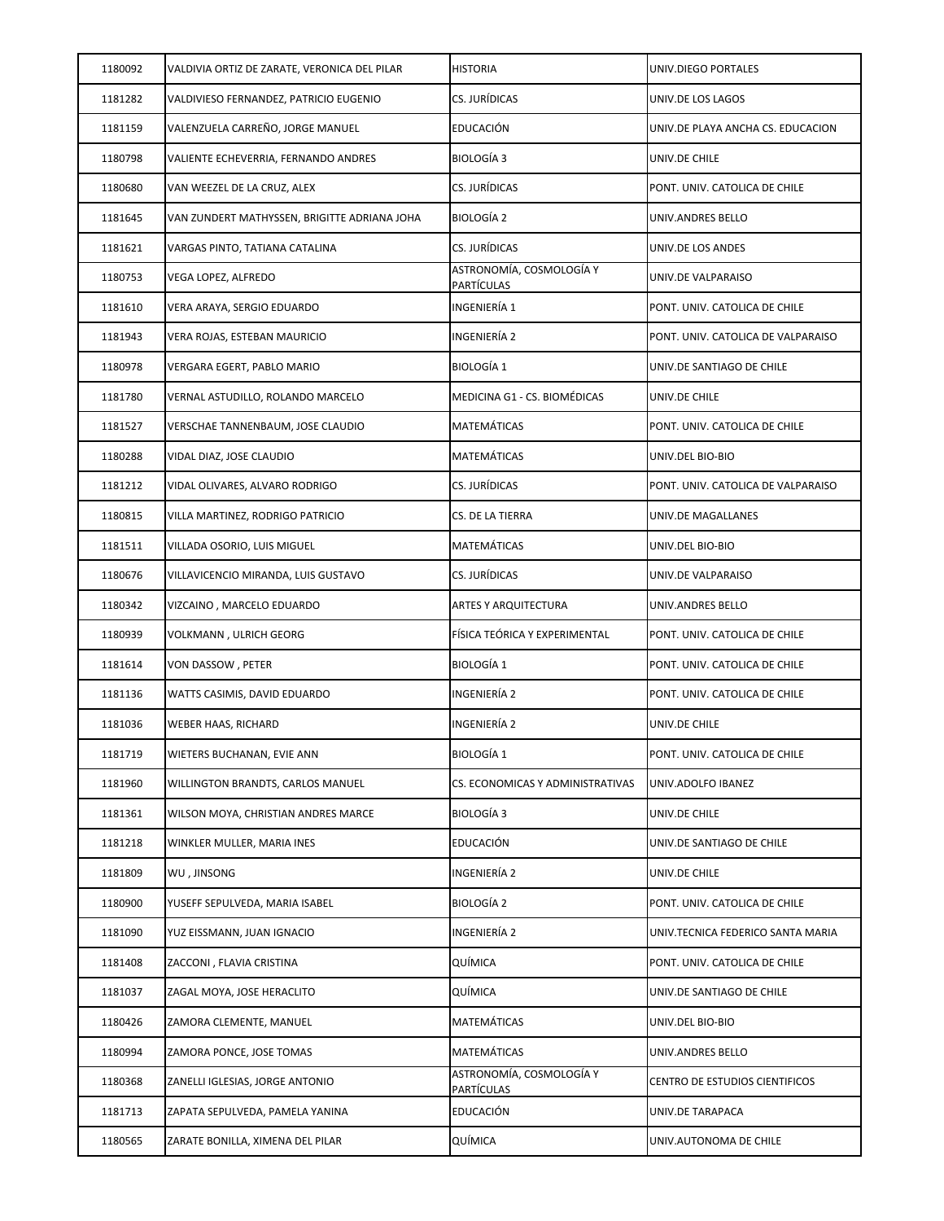| | | | |
|---|---|---|---|
| 1180092 | VALDIVIA ORTIZ DE ZARATE, VERONICA DEL PILAR | HISTORIA | UNIV.DIEGO PORTALES |
| 1181282 | VALDIVIESO FERNANDEZ, PATRICIO EUGENIO | CS. JURÍDICAS | UNIV.DE LOS LAGOS |
| 1181159 | VALENZUELA CARREÑO, JORGE MANUEL | EDUCACIÓN | UNIV.DE PLAYA ANCHA CS. EDUCACION |
| 1180798 | VALIENTE ECHEVERRIA, FERNANDO ANDRES | BIOLOGÍA 3 | UNIV.DE CHILE |
| 1180680 | VAN WEEZEL DE LA CRUZ, ALEX | CS. JURÍDICAS | PONT. UNIV. CATOLICA DE CHILE |
| 1181645 | VAN ZUNDERT MATHYSSEN, BRIGITTE ADRIANA JOHA | BIOLOGÍA 2 | UNIV.ANDRES BELLO |
| 1181621 | VARGAS PINTO, TATIANA CATALINA | CS. JURÍDICAS | UNIV.DE LOS ANDES |
| 1180753 | VEGA LOPEZ, ALFREDO | ASTRONOMÍA, COSMOLOGÍA Y PARTÍCULAS | UNIV.DE VALPARAISO |
| 1181610 | VERA ARAYA, SERGIO EDUARDO | INGENIERÍA 1 | PONT. UNIV. CATOLICA DE CHILE |
| 1181943 | VERA ROJAS, ESTEBAN MAURICIO | INGENIERÍA 2 | PONT. UNIV. CATOLICA DE VALPARAISO |
| 1180978 | VERGARA EGERT, PABLO MARIO | BIOLOGÍA 1 | UNIV.DE SANTIAGO DE CHILE |
| 1181780 | VERNAL ASTUDILLO, ROLANDO MARCELO | MEDICINA G1 - CS. BIOMÉDICAS | UNIV.DE CHILE |
| 1181527 | VERSCHAE TANNENBAUM, JOSE CLAUDIO | MATEMÁTICAS | PONT. UNIV. CATOLICA DE CHILE |
| 1180288 | VIDAL DIAZ, JOSE CLAUDIO | MATEMÁTICAS | UNIV.DEL BIO-BIO |
| 1181212 | VIDAL OLIVARES, ALVARO RODRIGO | CS. JURÍDICAS | PONT. UNIV. CATOLICA DE VALPARAISO |
| 1180815 | VILLA MARTINEZ, RODRIGO PATRICIO | CS. DE LA TIERRA | UNIV.DE MAGALLANES |
| 1181511 | VILLADA OSORIO, LUIS MIGUEL | MATEMÁTICAS | UNIV.DEL BIO-BIO |
| 1180676 | VILLAVICENCIO MIRANDA, LUIS GUSTAVO | CS. JURÍDICAS | UNIV.DE VALPARAISO |
| 1180342 | VIZCAINO , MARCELO EDUARDO | ARTES Y ARQUITECTURA | UNIV.ANDRES BELLO |
| 1180939 | VOLKMANN , ULRICH GEORG | FÍSICA TEÓRICA Y EXPERIMENTAL | PONT. UNIV. CATOLICA DE CHILE |
| 1181614 | VON DASSOW , PETER | BIOLOGÍA 1 | PONT. UNIV. CATOLICA DE CHILE |
| 1181136 | WATTS CASIMIS, DAVID EDUARDO | INGENIERÍA 2 | PONT. UNIV. CATOLICA DE CHILE |
| 1181036 | WEBER HAAS, RICHARD | INGENIERÍA 2 | UNIV.DE CHILE |
| 1181719 | WIETERS BUCHANAN, EVIE ANN | BIOLOGÍA 1 | PONT. UNIV. CATOLICA DE CHILE |
| 1181960 | WILLINGTON BRANDTS, CARLOS MANUEL | CS. ECONOMICAS Y ADMINISTRATIVAS | UNIV.ADOLFO IBANEZ |
| 1181361 | WILSON MOYA, CHRISTIAN ANDRES MARCE | BIOLOGÍA 3 | UNIV.DE CHILE |
| 1181218 | WINKLER MULLER, MARIA INES | EDUCACIÓN | UNIV.DE SANTIAGO DE CHILE |
| 1181809 | WU , JINSONG | INGENIERÍA 2 | UNIV.DE CHILE |
| 1180900 | YUSEFF SEPULVEDA, MARIA ISABEL | BIOLOGÍA 2 | PONT. UNIV. CATOLICA DE CHILE |
| 1181090 | YUZ EISSMANN, JUAN IGNACIO | INGENIERÍA 2 | UNIV.TECNICA FEDERICO SANTA MARIA |
| 1181408 | ZACCONI , FLAVIA CRISTINA | QUÍMICA | PONT. UNIV. CATOLICA DE CHILE |
| 1181037 | ZAGAL MOYA, JOSE HERACLITO | QUÍMICA | UNIV.DE SANTIAGO DE CHILE |
| 1180426 | ZAMORA CLEMENTE, MANUEL | MATEMÁTICAS | UNIV.DEL BIO-BIO |
| 1180994 | ZAMORA PONCE, JOSE TOMAS | MATEMÁTICAS | UNIV.ANDRES BELLO |
| 1180368 | ZANELLI IGLESIAS, JORGE ANTONIO | ASTRONOMÍA, COSMOLOGÍA Y PARTÍCULAS | CENTRO DE ESTUDIOS CIENTIFICOS |
| 1181713 | ZAPATA SEPULVEDA, PAMELA YANINA | EDUCACIÓN | UNIV.DE TARAPACA |
| 1180565 | ZARATE BONILLA, XIMENA DEL PILAR | QUÍMICA | UNIV.AUTONOMA DE CHILE |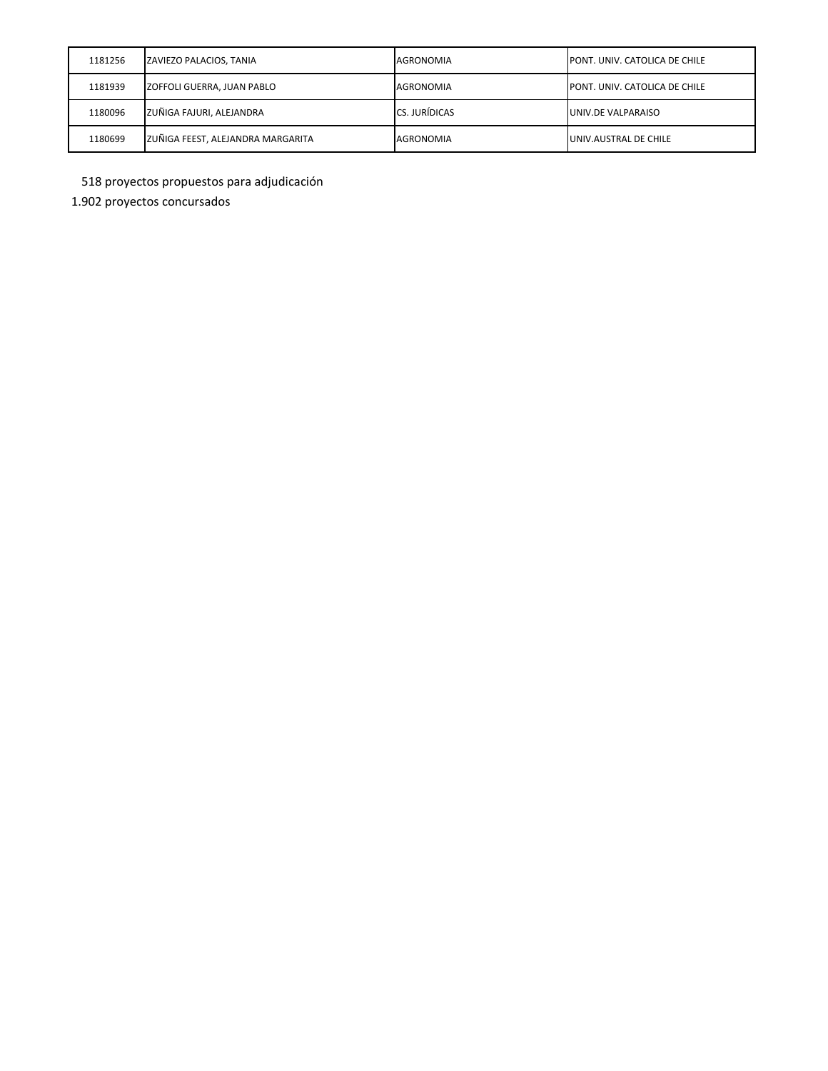| | | | |
|---|---|---|---|
| 1181256 | ZAVIEZO PALACIOS, TANIA | AGRONOMIA | PONT. UNIV. CATOLICA DE CHILE |
| 1181939 | ZOFFOLI GUERRA, JUAN PABLO | AGRONOMIA | PONT. UNIV. CATOLICA DE CHILE |
| 1180096 | ZUÑIGA FAJURI, ALEJANDRA | CS. JURÍDICAS | UNIV.DE VALPARAISO |
| 1180699 | ZUÑIGA FEEST, ALEJANDRA MARGARITA | AGRONOMIA | UNIV.AUSTRAL DE CHILE |

518 proyectos propuestos para adjudicación

1.902 proyectos concursados